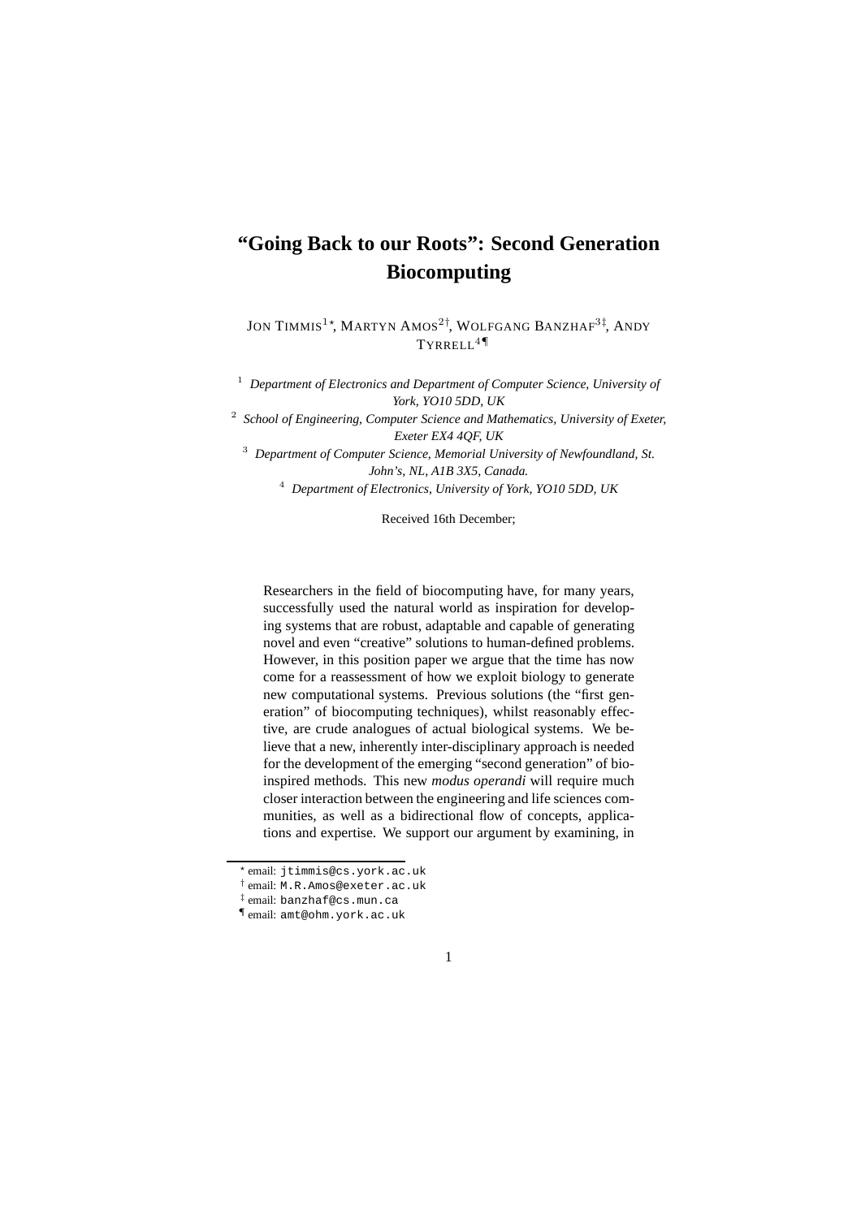# "Going Back to our Roots": Second Generation Biocomputing

Jon Timmis[1*], Martyn Amos[2†], Wolfgang Banzhaf[3‡], Andy Tyrrell[4¶]

[1] *Department of Electronics and Department of Computer Science, University of York, YO10 5DD, UK*

[2] *School of Engineering, Computer Science and Mathematics, University of Exeter, Exeter EX4 4QF, UK*

[3] *Department of Computer Science, Memorial University of Newfoundland, St. John's, NL, A1B 3X5, Canada.*

[4] *Department of Electronics, University of York, YO10 5DD, UK*

Received 16th December;

Researchers in the field of biocomputing have, for many years, successfully used the natural world as inspiration for developing systems that are robust, adaptable and capable of generating novel and even "creative" solutions to human-defined problems. However, in this position paper we argue that the time has now come for a reassessment of how we exploit biology to generate new computational systems. Previous solutions (the "first generation" of biocomputing techniques), whilst reasonably effective, are crude analogues of actual biological systems. We believe that a new, inherently inter-disciplinary approach is needed for the development of the emerging "second generation" of bio-inspired methods. This new *modus operandi* will require much closer interaction between the engineering and life sciences communities, as well as a bidirectional flow of concepts, applications and expertise. We support our argument by examining, in

---

[*] email: jtimmis@cs.york.ac.uk

[†] email: M.R.Amos@exeter.ac.uk

[‡] email: banzhaf@cs.mun.ca

[¶] email: amt@ohm.york.ac.uk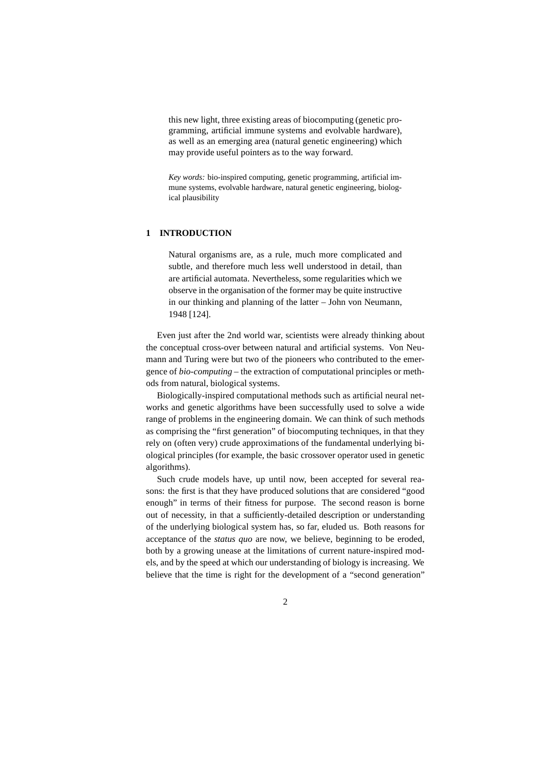this new light, three existing areas of biocomputing (genetic programming, artificial immune systems and evolvable hardware), as well as an emerging area (natural genetic engineering) which may provide useful pointers as to the way forward.

*Key words:* bio-inspired computing, genetic programming, artificial immune systems, evolvable hardware, natural genetic engineering, biological plausibility

## 1 INTRODUCTION

> Natural organisms are, as a rule, much more complicated and subtle, and therefore much less well understood in detail, than are artificial automata. Nevertheless, some regularities which we observe in the organisation of the former may be quite instructive in our thinking and planning of the latter – John von Neumann, 1948 [124].

Even just after the 2nd world war, scientists were already thinking about the conceptual cross-over between natural and artificial systems. Von Neumann and Turing were but two of the pioneers who contributed to the emergence of *bio-computing* – the extraction of computational principles or methods from natural, biological systems.

Biologically-inspired computational methods such as artificial neural networks and genetic algorithms have been successfully used to solve a wide range of problems in the engineering domain. We can think of such methods as comprising the "first generation" of biocomputing techniques, in that they rely on (often very) crude approximations of the fundamental underlying biological principles (for example, the basic crossover operator used in genetic algorithms).

Such crude models have, up until now, been accepted for several reasons: the first is that they have produced solutions that are considered "good enough" in terms of their fitness for purpose. The second reason is borne out of necessity, in that a sufficiently-detailed description or understanding of the underlying biological system has, so far, eluded us. Both reasons for acceptance of the *status quo* are now, we believe, beginning to be eroded, both by a growing unease at the limitations of current nature-inspired models, and by the speed at which our understanding of biology is increasing. We believe that the time is right for the development of a "second generation"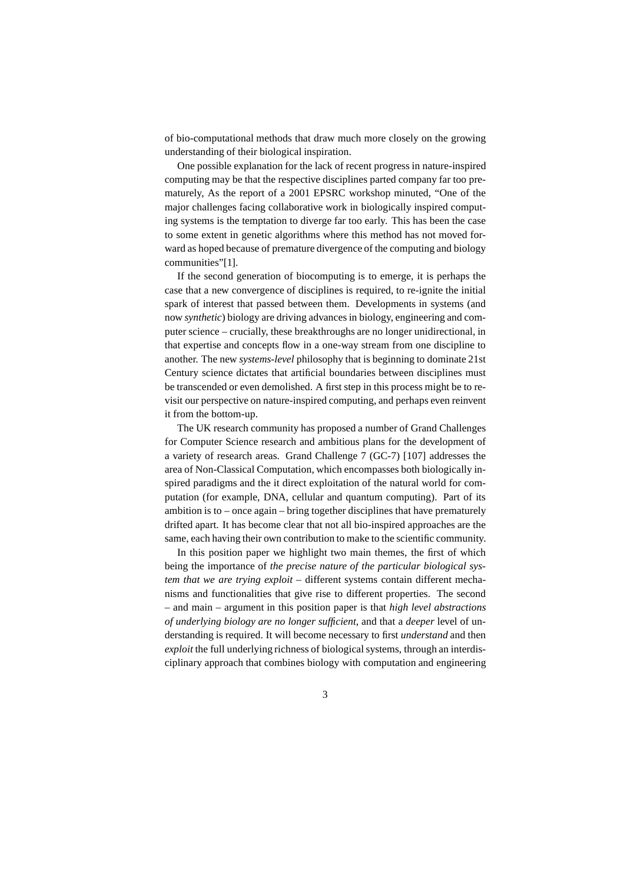of bio-computational methods that draw much more closely on the growing understanding of their biological inspiration.

One possible explanation for the lack of recent progress in nature-inspired computing may be that the respective disciplines parted company far too prematurely, As the report of a 2001 EPSRC workshop minuted, "One of the major challenges facing collaborative work in biologically inspired computing systems is the temptation to diverge far too early. This has been the case to some extent in genetic algorithms where this method has not moved forward as hoped because of premature divergence of the computing and biology communities"[1].

If the second generation of biocomputing is to emerge, it is perhaps the case that a new convergence of disciplines is required, to re-ignite the initial spark of interest that passed between them. Developments in systems (and now *synthetic*) biology are driving advances in biology, engineering and computer science – crucially, these breakthroughs are no longer unidirectional, in that expertise and concepts flow in a one-way stream from one discipline to another. The new *systems-level* philosophy that is beginning to dominate 21st Century science dictates that artificial boundaries between disciplines must be transcended or even demolished. A first step in this process might be to revisit our perspective on nature-inspired computing, and perhaps even reinvent it from the bottom-up.

The UK research community has proposed a number of Grand Challenges for Computer Science research and ambitious plans for the development of a variety of research areas. Grand Challenge 7 (GC-7) [107] addresses the area of Non-Classical Computation, which encompasses both biologically inspired paradigms and the it direct exploitation of the natural world for computation (for example, DNA, cellular and quantum computing). Part of its ambition is to – once again – bring together disciplines that have prematurely drifted apart. It has become clear that not all bio-inspired approaches are the same, each having their own contribution to make to the scientific community.

In this position paper we highlight two main themes, the first of which being the importance of *the precise nature of the particular biological system that we are trying exploit* – different systems contain different mechanisms and functionalities that give rise to different properties. The second – and main – argument in this position paper is that *high level abstractions of underlying biology are no longer sufficient*, and that a *deeper* level of understanding is required. It will become necessary to first *understand* and then *exploit* the full underlying richness of biological systems, through an interdisciplinary approach that combines biology with computation and engineering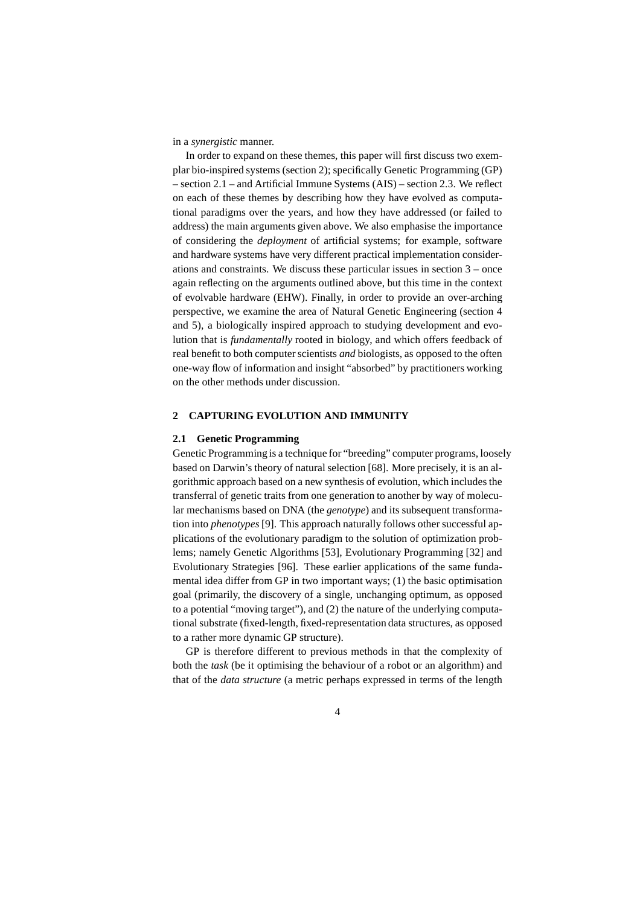in a *synergistic* manner.

In order to expand on these themes, this paper will first discuss two exemplar bio-inspired systems (section 2); specifically Genetic Programming (GP) – section 2.1 – and Artificial Immune Systems (AIS) – section 2.3. We reflect on each of these themes by describing how they have evolved as computational paradigms over the years, and how they have addressed (or failed to address) the main arguments given above. We also emphasise the importance of considering the *deployment* of artificial systems; for example, software and hardware systems have very different practical implementation considerations and constraints. We discuss these particular issues in section 3 – once again reflecting on the arguments outlined above, but this time in the context of evolvable hardware (EHW). Finally, in order to provide an over-arching perspective, we examine the area of Natural Genetic Engineering (section 4 and 5), a biologically inspired approach to studying development and evolution that is *fundamentally* rooted in biology, and which offers feedback of real benefit to both computer scientists *and* biologists, as opposed to the often one-way flow of information and insight "absorbed" by practitioners working on the other methods under discussion.

## 2 CAPTURING EVOLUTION AND IMMUNITY

### 2.1 Genetic Programming

Genetic Programming is a technique for "breeding" computer programs, loosely based on Darwin's theory of natural selection [68]. More precisely, it is an algorithmic approach based on a new synthesis of evolution, which includes the transferral of genetic traits from one generation to another by way of molecular mechanisms based on DNA (the *genotype*) and its subsequent transformation into *phenotypes* [9]. This approach naturally follows other successful applications of the evolutionary paradigm to the solution of optimization problems; namely Genetic Algorithms [53], Evolutionary Programming [32] and Evolutionary Strategies [96]. These earlier applications of the same fundamental idea differ from GP in two important ways; (1) the basic optimisation goal (primarily, the discovery of a single, unchanging optimum, as opposed to a potential "moving target"), and (2) the nature of the underlying computational substrate (fixed-length, fixed-representation data structures, as opposed to a rather more dynamic GP structure).

GP is therefore different to previous methods in that the complexity of both the *task* (be it optimising the behaviour of a robot or an algorithm) and that of the *data structure* (a metric perhaps expressed in terms of the length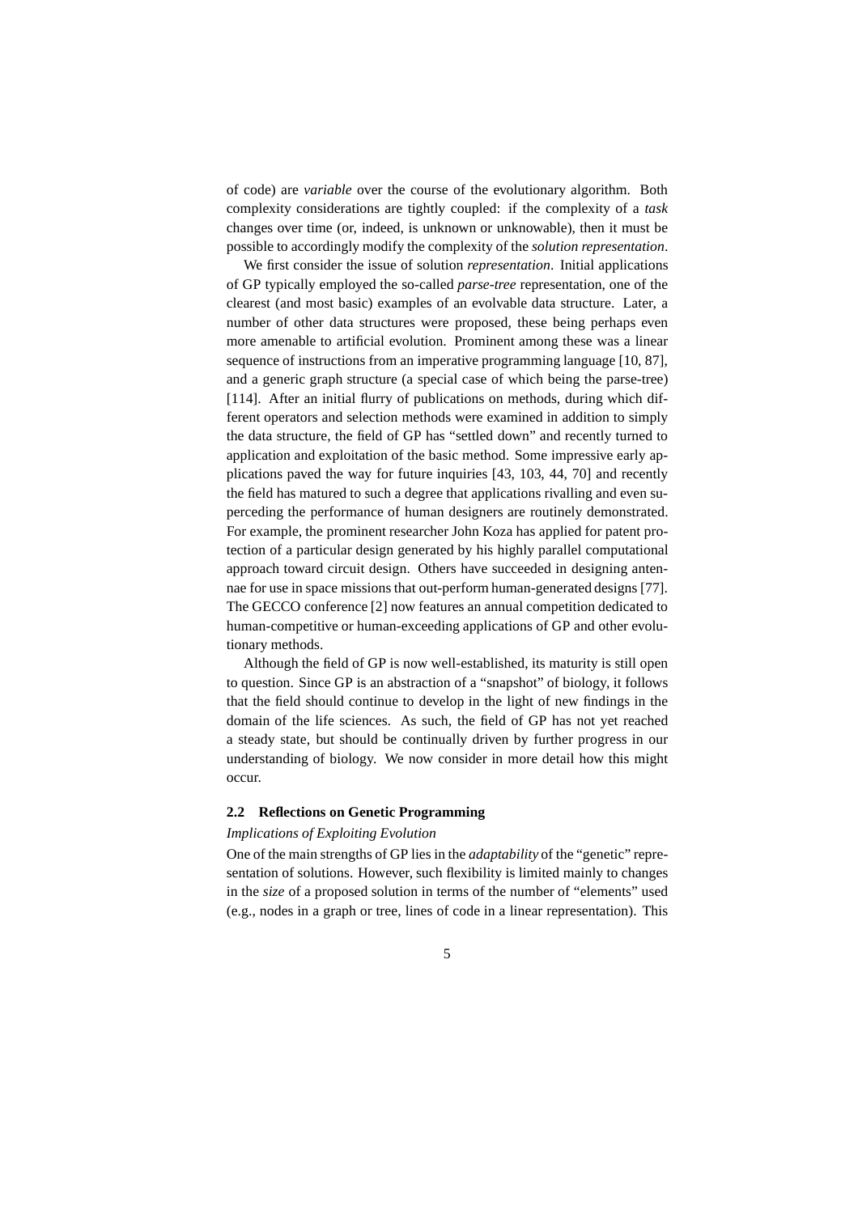of code) are *variable* over the course of the evolutionary algorithm. Both complexity considerations are tightly coupled: if the complexity of a *task* changes over time (or, indeed, is unknown or unknowable), then it must be possible to accordingly modify the complexity of the *solution representation*.

We first consider the issue of solution *representation*. Initial applications of GP typically employed the so-called *parse-tree* representation, one of the clearest (and most basic) examples of an evolvable data structure. Later, a number of other data structures were proposed, these being perhaps even more amenable to artificial evolution. Prominent among these was a linear sequence of instructions from an imperative programming language [10, 87], and a generic graph structure (a special case of which being the parse-tree) [114]. After an initial flurry of publications on methods, during which different operators and selection methods were examined in addition to simply the data structure, the field of GP has "settled down" and recently turned to application and exploitation of the basic method. Some impressive early applications paved the way for future inquiries [43, 103, 44, 70] and recently the field has matured to such a degree that applications rivalling and even superceding the performance of human designers are routinely demonstrated. For example, the prominent researcher John Koza has applied for patent protection of a particular design generated by his highly parallel computational approach toward circuit design. Others have succeeded in designing antennae for use in space missions that out-perform human-generated designs [77]. The GECCO conference [2] now features an annual competition dedicated to human-competitive or human-exceeding applications of GP and other evolutionary methods.

Although the field of GP is now well-established, its maturity is still open to question. Since GP is an abstraction of a "snapshot" of biology, it follows that the field should continue to develop in the light of new findings in the domain of the life sciences. As such, the field of GP has not yet reached a steady state, but should be continually driven by further progress in our understanding of biology. We now consider in more detail how this might occur.

### 2.2 Reflections on Genetic Programming

*Implications of Exploiting Evolution*

One of the main strengths of GP lies in the *adaptability* of the "genetic" representation of solutions. However, such flexibility is limited mainly to changes in the *size* of a proposed solution in terms of the number of "elements" used (e.g., nodes in a graph or tree, lines of code in a linear representation). This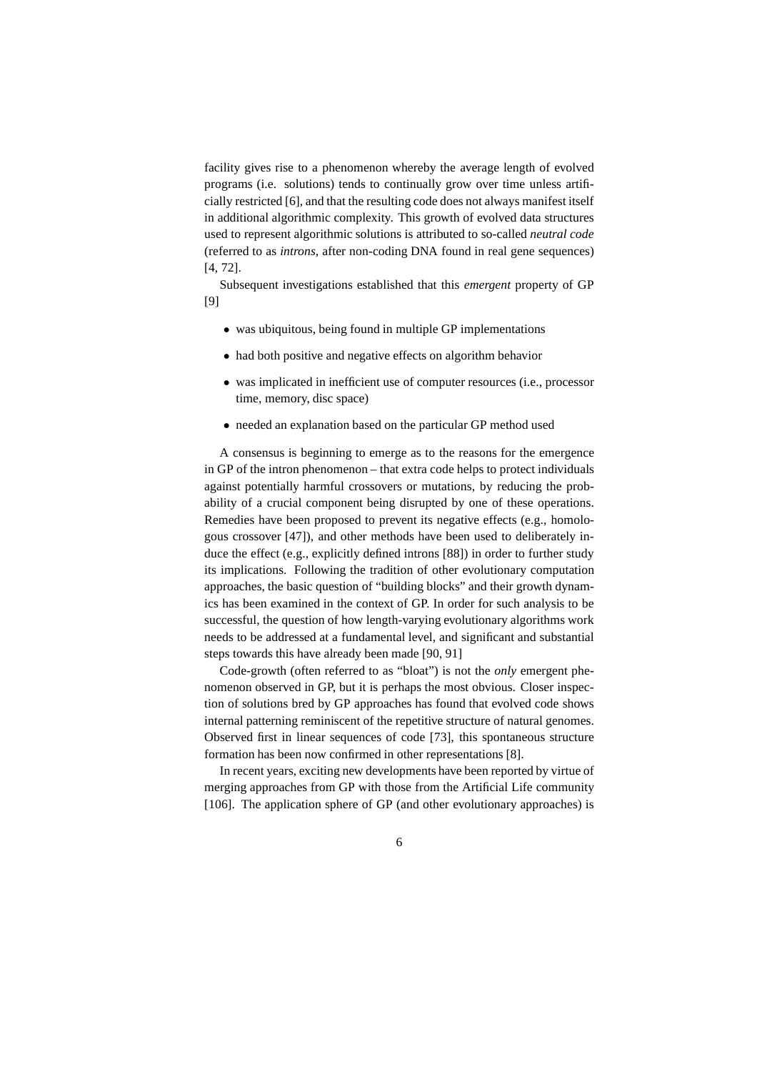facility gives rise to a phenomenon whereby the average length of evolved programs (i.e. solutions) tends to continually grow over time unless artificially restricted [6], and that the resulting code does not always manifest itself in additional algorithmic complexity. This growth of evolved data structures used to represent algorithmic solutions is attributed to so-called *neutral code* (referred to as *introns*, after non-coding DNA found in real gene sequences) [4, 72].

Subsequent investigations established that this *emergent* property of GP [9]

- was ubiquitous, being found in multiple GP implementations
- had both positive and negative effects on algorithm behavior
- was implicated in inefficient use of computer resources (i.e., processor time, memory, disc space)
- needed an explanation based on the particular GP method used

A consensus is beginning to emerge as to the reasons for the emergence in GP of the intron phenomenon – that extra code helps to protect individuals against potentially harmful crossovers or mutations, by reducing the probability of a crucial component being disrupted by one of these operations. Remedies have been proposed to prevent its negative effects (e.g., homologous crossover [47]), and other methods have been used to deliberately induce the effect (e.g., explicitly defined introns [88]) in order to further study its implications. Following the tradition of other evolutionary computation approaches, the basic question of "building blocks" and their growth dynamics has been examined in the context of GP. In order for such analysis to be successful, the question of how length-varying evolutionary algorithms work needs to be addressed at a fundamental level, and significant and substantial steps towards this have already been made [90, 91]

Code-growth (often referred to as "bloat") is not the *only* emergent phenomenon observed in GP, but it is perhaps the most obvious. Closer inspection of solutions bred by GP approaches has found that evolved code shows internal patterning reminiscent of the repetitive structure of natural genomes. Observed first in linear sequences of code [73], this spontaneous structure formation has been now confirmed in other representations [8].

In recent years, exciting new developments have been reported by virtue of merging approaches from GP with those from the Artificial Life community [106]. The application sphere of GP (and other evolutionary approaches) is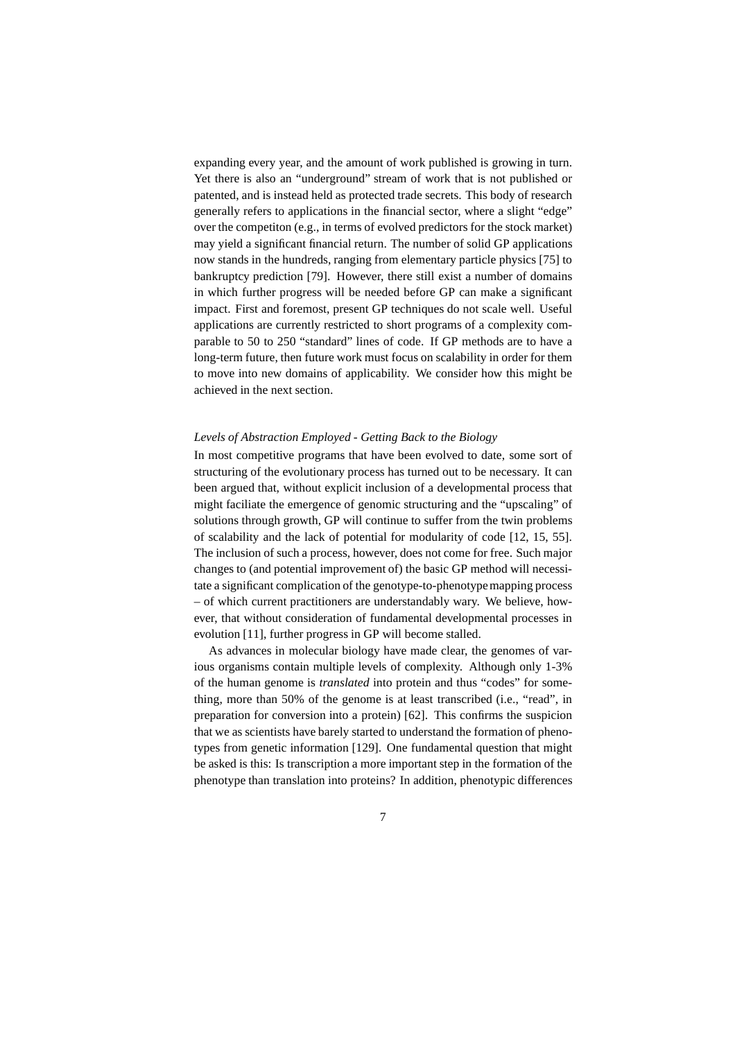expanding every year, and the amount of work published is growing in turn. Yet there is also an "underground" stream of work that is not published or patented, and is instead held as protected trade secrets. This body of research generally refers to applications in the financial sector, where a slight "edge" over the competiton (e.g., in terms of evolved predictors for the stock market) may yield a significant financial return. The number of solid GP applications now stands in the hundreds, ranging from elementary particle physics [75] to bankruptcy prediction [79]. However, there still exist a number of domains in which further progress will be needed before GP can make a significant impact. First and foremost, present GP techniques do not scale well. Useful applications are currently restricted to short programs of a complexity comparable to 50 to 250 "standard" lines of code. If GP methods are to have a long-term future, then future work must focus on scalability in order for them to move into new domains of applicability. We consider how this might be achieved in the next section.

*Levels of Abstraction Employed - Getting Back to the Biology*

In most competitive programs that have been evolved to date, some sort of structuring of the evolutionary process has turned out to be necessary. It can been argued that, without explicit inclusion of a developmental process that might faciliate the emergence of genomic structuring and the "upscaling" of solutions through growth, GP will continue to suffer from the twin problems of scalability and the lack of potential for modularity of code [12, 15, 55]. The inclusion of such a process, however, does not come for free. Such major changes to (and potential improvement of) the basic GP method will necessitate a significant complication of the genotype-to-phenotype mapping process – of which current practitioners are understandably wary. We believe, however, that without consideration of fundamental developmental processes in evolution [11], further progress in GP will become stalled.

As advances in molecular biology have made clear, the genomes of various organisms contain multiple levels of complexity. Although only 1-3% of the human genome is *translated* into protein and thus "codes" for something, more than 50% of the genome is at least transcribed (i.e., "read", in preparation for conversion into a protein) [62]. This confirms the suspicion that we as scientists have barely started to understand the formation of phenotypes from genetic information [129]. One fundamental question that might be asked is this: Is transcription a more important step in the formation of the phenotype than translation into proteins? In addition, phenotypic differences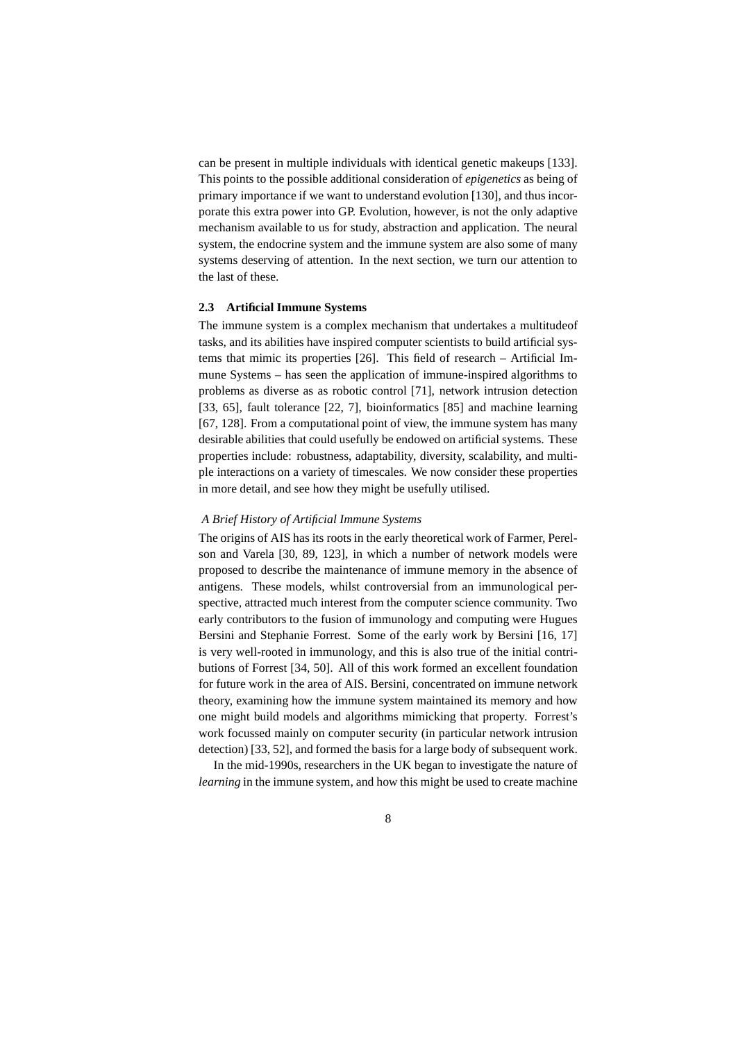can be present in multiple individuals with identical genetic makeups [133]. This points to the possible additional consideration of *epigenetics* as being of primary importance if we want to understand evolution [130], and thus incorporate this extra power into GP. Evolution, however, is not the only adaptive mechanism available to us for study, abstraction and application. The neural system, the endocrine system and the immune system are also some of many systems deserving of attention. In the next section, we turn our attention to the last of these.

### 2.3 Artificial Immune Systems

The immune system is a complex mechanism that undertakes a multitudeof tasks, and its abilities have inspired computer scientists to build artificial systems that mimic its properties [26]. This field of research – Artificial Immune Systems – has seen the application of immune-inspired algorithms to problems as diverse as as robotic control [71], network intrusion detection [33, 65], fault tolerance [22, 7], bioinformatics [85] and machine learning [67, 128]. From a computational point of view, the immune system has many desirable abilities that could usefully be endowed on artificial systems. These properties include: robustness, adaptability, diversity, scalability, and multiple interactions on a variety of timescales. We now consider these properties in more detail, and see how they might be usefully utilised.

*A Brief History of Artificial Immune Systems*

The origins of AIS has its roots in the early theoretical work of Farmer, Perelson and Varela [30, 89, 123], in which a number of network models were proposed to describe the maintenance of immune memory in the absence of antigens. These models, whilst controversial from an immunological perspective, attracted much interest from the computer science community. Two early contributors to the fusion of immunology and computing were Hugues Bersini and Stephanie Forrest. Some of the early work by Bersini [16, 17] is very well-rooted in immunology, and this is also true of the initial contributions of Forrest [34, 50]. All of this work formed an excellent foundation for future work in the area of AIS. Bersini, concentrated on immune network theory, examining how the immune system maintained its memory and how one might build models and algorithms mimicking that property. Forrest's work focussed mainly on computer security (in particular network intrusion detection) [33, 52], and formed the basis for a large body of subsequent work.

In the mid-1990s, researchers in the UK began to investigate the nature of *learning* in the immune system, and how this might be used to create machine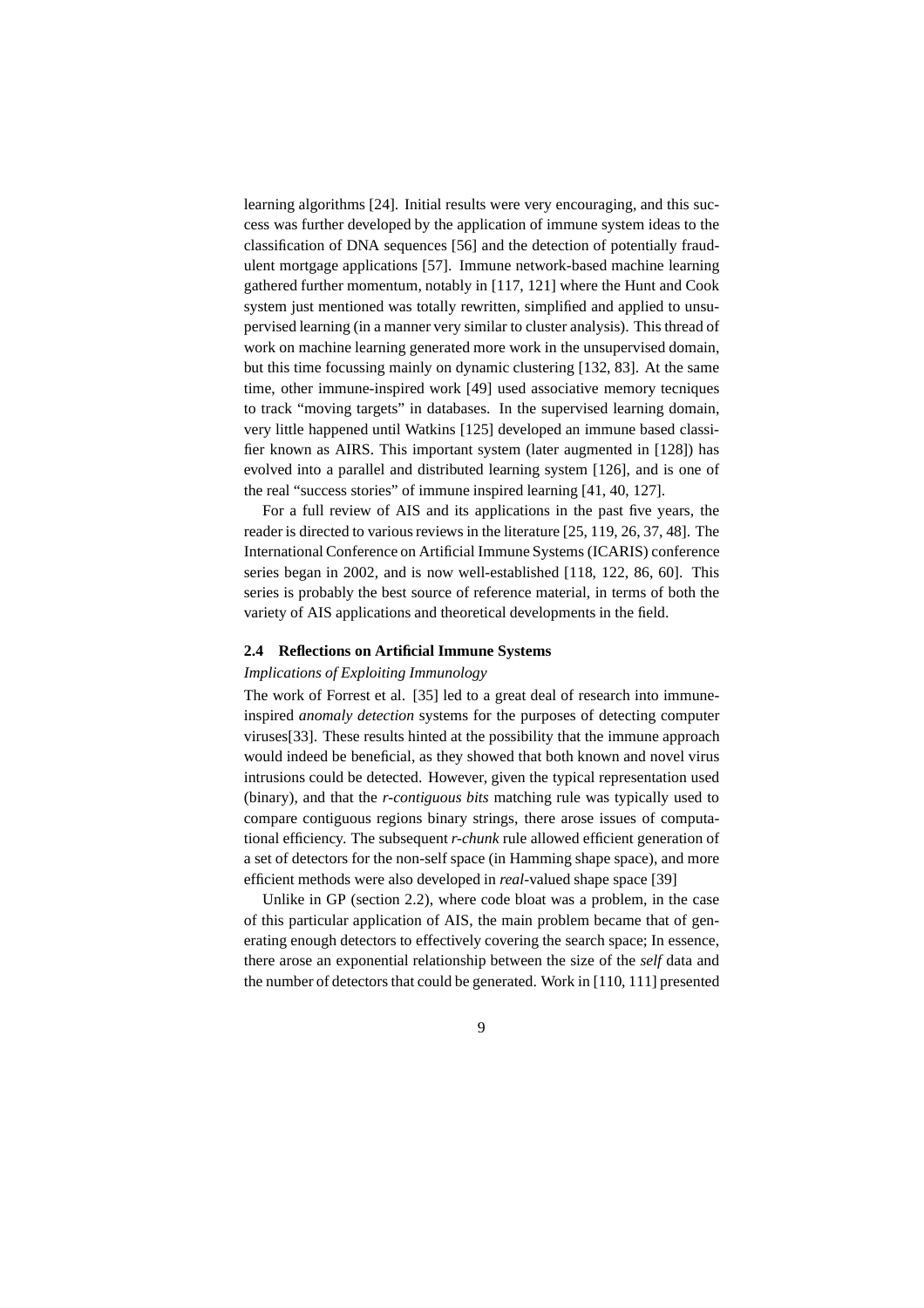learning algorithms [24]. Initial results were very encouraging, and this success was further developed by the application of immune system ideas to the classification of DNA sequences [56] and the detection of potentially fraudulent mortgage applications [57]. Immune network-based machine learning gathered further momentum, notably in [117, 121] where the Hunt and Cook system just mentioned was totally rewritten, simplified and applied to unsupervised learning (in a manner very similar to cluster analysis). This thread of work on machine learning generated more work in the unsupervised domain, but this time focussing mainly on dynamic clustering [132, 83]. At the same time, other immune-inspired work [49] used associative memory tecniques to track "moving targets" in databases. In the supervised learning domain, very little happened until Watkins [125] developed an immune based classifier known as AIRS. This important system (later augmented in [128]) has evolved into a parallel and distributed learning system [126], and is one of the real "success stories" of immune inspired learning [41, 40, 127].

For a full review of AIS and its applications in the past five years, the reader is directed to various reviews in the literature [25, 119, 26, 37, 48]. The International Conference on Artificial Immune Systems (ICARIS) conference series began in 2002, and is now well-established [118, 122, 86, 60]. This series is probably the best source of reference material, in terms of both the variety of AIS applications and theoretical developments in the field.

### 2.4 Reflections on Artificial Immune Systems

*Implications of Exploiting Immunology*

The work of Forrest et al. [35] led to a great deal of research into immune-inspired *anomaly detection* systems for the purposes of detecting computer viruses[33]. These results hinted at the possibility that the immune approach would indeed be beneficial, as they showed that both known and novel virus intrusions could be detected. However, given the typical representation used (binary), and that the *r-contiguous bits* matching rule was typically used to compare contiguous regions binary strings, there arose issues of computational efficiency. The subsequent *r-chunk* rule allowed efficient generation of a set of detectors for the non-self space (in Hamming shape space), and more efficient methods were also developed in *real*-valued shape space [39]

Unlike in GP (section 2.2), where code bloat was a problem, in the case of this particular application of AIS, the main problem became that of generating enough detectors to effectively covering the search space; In essence, there arose an exponential relationship between the size of the *self* data and the number of detectors that could be generated. Work in [110, 111] presented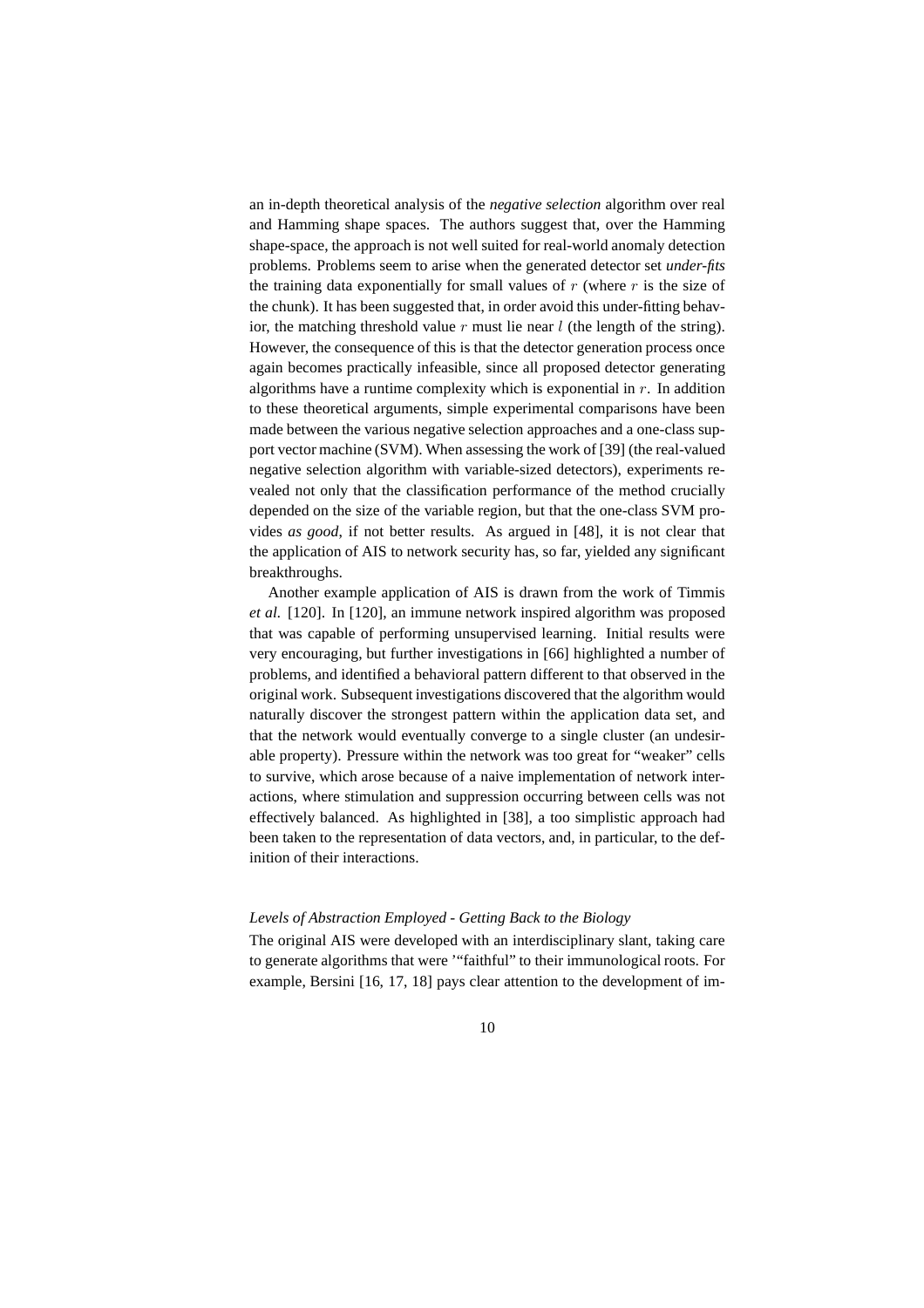an in-depth theoretical analysis of the *negative selection* algorithm over real and Hamming shape spaces. The authors suggest that, over the Hamming shape-space, the approach is not well suited for real-world anomaly detection problems. Problems seem to arise when the generated detector set *under-fits* the training data exponentially for small values of $r$ (where $r$ is the size of the chunk). It has been suggested that, in order avoid this under-fitting behavior, the matching threshold value $r$ must lie near $l$ (the length of the string). However, the consequence of this is that the detector generation process once again becomes practically infeasible, since all proposed detector generating algorithms have a runtime complexity which is exponential in $r$. In addition to these theoretical arguments, simple experimental comparisons have been made between the various negative selection approaches and a one-class support vector machine (SVM). When assessing the work of [39] (the real-valued negative selection algorithm with variable-sized detectors), experiments revealed not only that the classification performance of the method crucially depended on the size of the variable region, but that the one-class SVM provides *as good*, if not better results. As argued in [48], it is not clear that the application of AIS to network security has, so far, yielded any significant breakthroughs.

Another example application of AIS is drawn from the work of Timmis *et al.* [120]. In [120], an immune network inspired algorithm was proposed that was capable of performing unsupervised learning. Initial results were very encouraging, but further investigations in [66] highlighted a number of problems, and identified a behavioral pattern different to that observed in the original work. Subsequent investigations discovered that the algorithm would naturally discover the strongest pattern within the application data set, and that the network would eventually converge to a single cluster (an undesirable property). Pressure within the network was too great for "weaker" cells to survive, which arose because of a naive implementation of network interactions, where stimulation and suppression occurring between cells was not effectively balanced. As highlighted in [38], a too simplistic approach had been taken to the representation of data vectors, and, in particular, to the definition of their interactions.

*Levels of Abstraction Employed - Getting Back to the Biology*

The original AIS were developed with an interdisciplinary slant, taking care to generate algorithms that were '"faithful" to their immunological roots. For example, Bersini [16, 17, 18] pays clear attention to the development of im-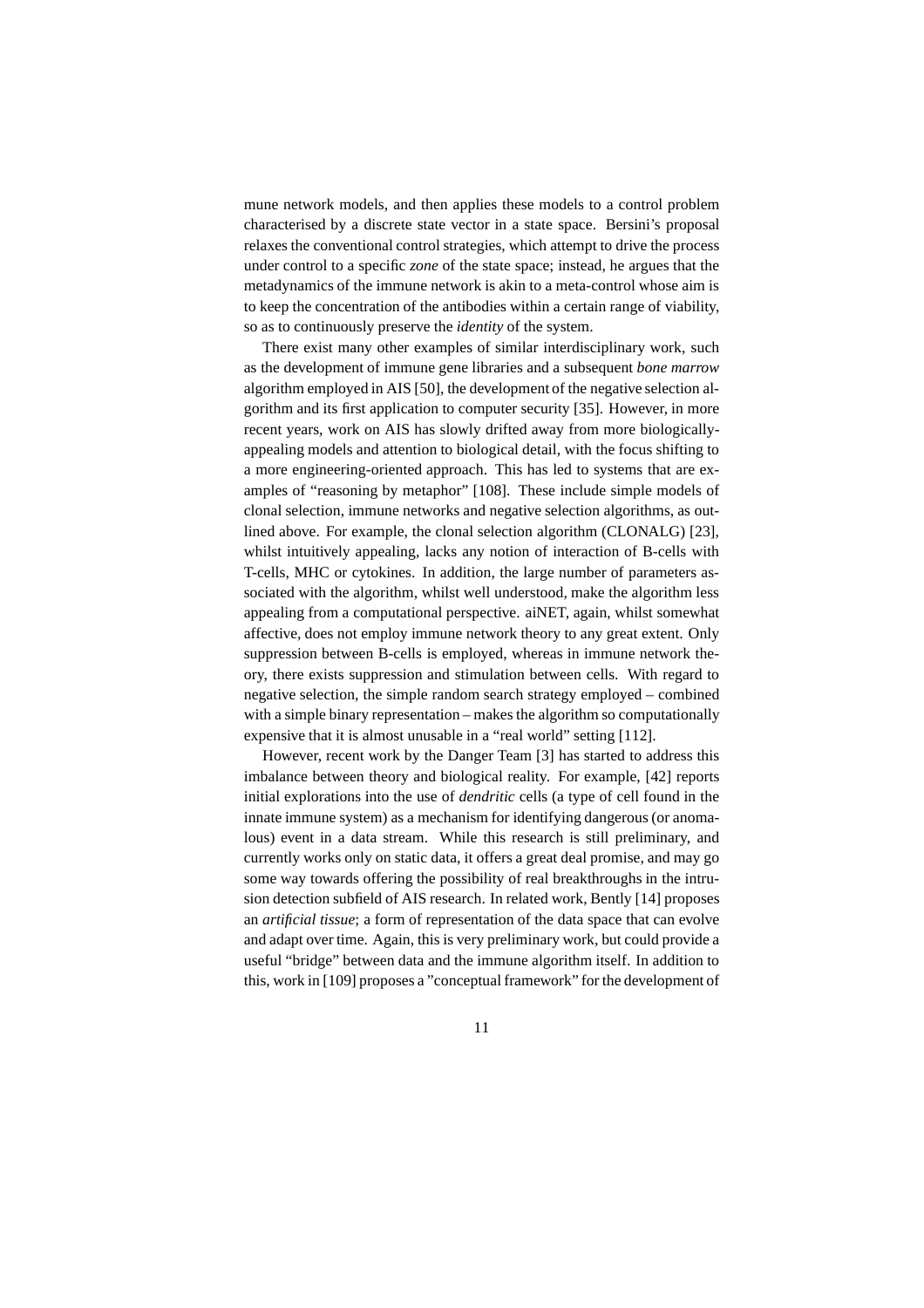mune network models, and then applies these models to a control problem characterised by a discrete state vector in a state space. Bersini's proposal relaxes the conventional control strategies, which attempt to drive the process under control to a specific *zone* of the state space; instead, he argues that the metadynamics of the immune network is akin to a meta-control whose aim is to keep the concentration of the antibodies within a certain range of viability, so as to continuously preserve the *identity* of the system.

There exist many other examples of similar interdisciplinary work, such as the development of immune gene libraries and a subsequent *bone marrow* algorithm employed in AIS [50], the development of the negative selection algorithm and its first application to computer security [35]. However, in more recent years, work on AIS has slowly drifted away from more biologically-appealing models and attention to biological detail, with the focus shifting to a more engineering-oriented approach. This has led to systems that are examples of "reasoning by metaphor" [108]. These include simple models of clonal selection, immune networks and negative selection algorithms, as outlined above. For example, the clonal selection algorithm (CLONALG) [23], whilst intuitively appealing, lacks any notion of interaction of B-cells with T-cells, MHC or cytokines. In addition, the large number of parameters associated with the algorithm, whilst well understood, make the algorithm less appealing from a computational perspective. aiNET, again, whilst somewhat affective, does not employ immune network theory to any great extent. Only suppression between B-cells is employed, whereas in immune network theory, there exists suppression and stimulation between cells. With regard to negative selection, the simple random search strategy employed – combined with a simple binary representation – makes the algorithm so computationally expensive that it is almost unusable in a "real world" setting [112].

However, recent work by the Danger Team [3] has started to address this imbalance between theory and biological reality. For example, [42] reports initial explorations into the use of *dendritic* cells (a type of cell found in the innate immune system) as a mechanism for identifying dangerous (or anomalous) event in a data stream. While this research is still preliminary, and currently works only on static data, it offers a great deal promise, and may go some way towards offering the possibility of real breakthroughs in the intrusion detection subfield of AIS research. In related work, Bently [14] proposes an *artificial tissue*; a form of representation of the data space that can evolve and adapt over time. Again, this is very preliminary work, but could provide a useful "bridge" between data and the immune algorithm itself. In addition to this, work in [109] proposes a "conceptual framework" for the development of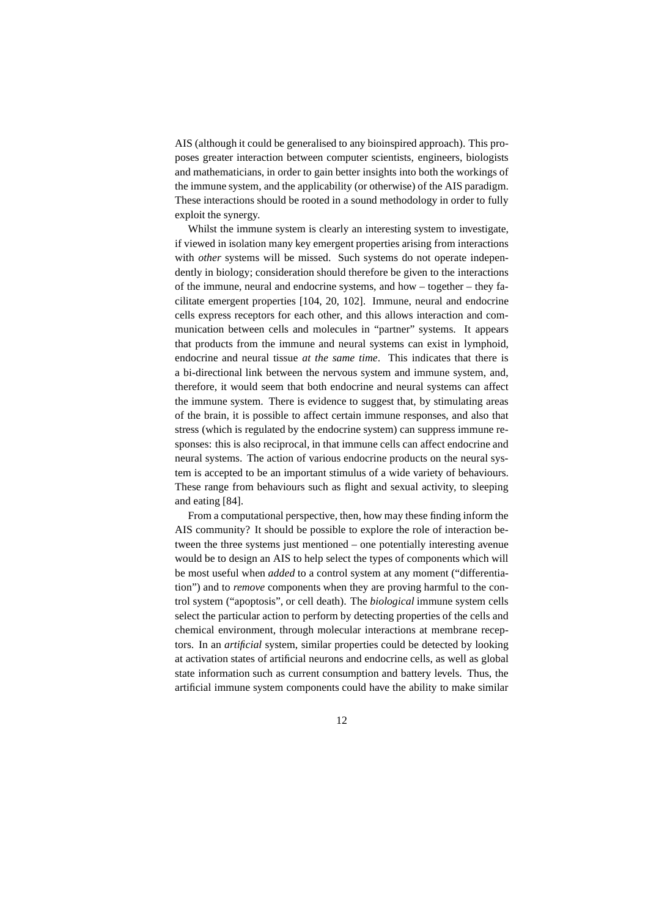AIS (although it could be generalised to any bioinspired approach). This proposes greater interaction between computer scientists, engineers, biologists and mathematicians, in order to gain better insights into both the workings of the immune system, and the applicability (or otherwise) of the AIS paradigm. These interactions should be rooted in a sound methodology in order to fully exploit the synergy.

Whilst the immune system is clearly an interesting system to investigate, if viewed in isolation many key emergent properties arising from interactions with *other* systems will be missed. Such systems do not operate independently in biology; consideration should therefore be given to the interactions of the immune, neural and endocrine systems, and how – together – they facilitate emergent properties [104, 20, 102]. Immune, neural and endocrine cells express receptors for each other, and this allows interaction and communication between cells and molecules in "partner" systems. It appears that products from the immune and neural systems can exist in lymphoid, endocrine and neural tissue *at the same time*. This indicates that there is a bi-directional link between the nervous system and immune system, and, therefore, it would seem that both endocrine and neural systems can affect the immune system. There is evidence to suggest that, by stimulating areas of the brain, it is possible to affect certain immune responses, and also that stress (which is regulated by the endocrine system) can suppress immune responses: this is also reciprocal, in that immune cells can affect endocrine and neural systems. The action of various endocrine products on the neural system is accepted to be an important stimulus of a wide variety of behaviours. These range from behaviours such as flight and sexual activity, to sleeping and eating [84].

From a computational perspective, then, how may these finding inform the AIS community? It should be possible to explore the role of interaction between the three systems just mentioned – one potentially interesting avenue would be to design an AIS to help select the types of components which will be most useful when *added* to a control system at any moment ("differentiation") and to *remove* components when they are proving harmful to the control system ("apoptosis", or cell death). The *biological* immune system cells select the particular action to perform by detecting properties of the cells and chemical environment, through molecular interactions at membrane receptors. In an *artificial* system, similar properties could be detected by looking at activation states of artificial neurons and endocrine cells, as well as global state information such as current consumption and battery levels. Thus, the artificial immune system components could have the ability to make similar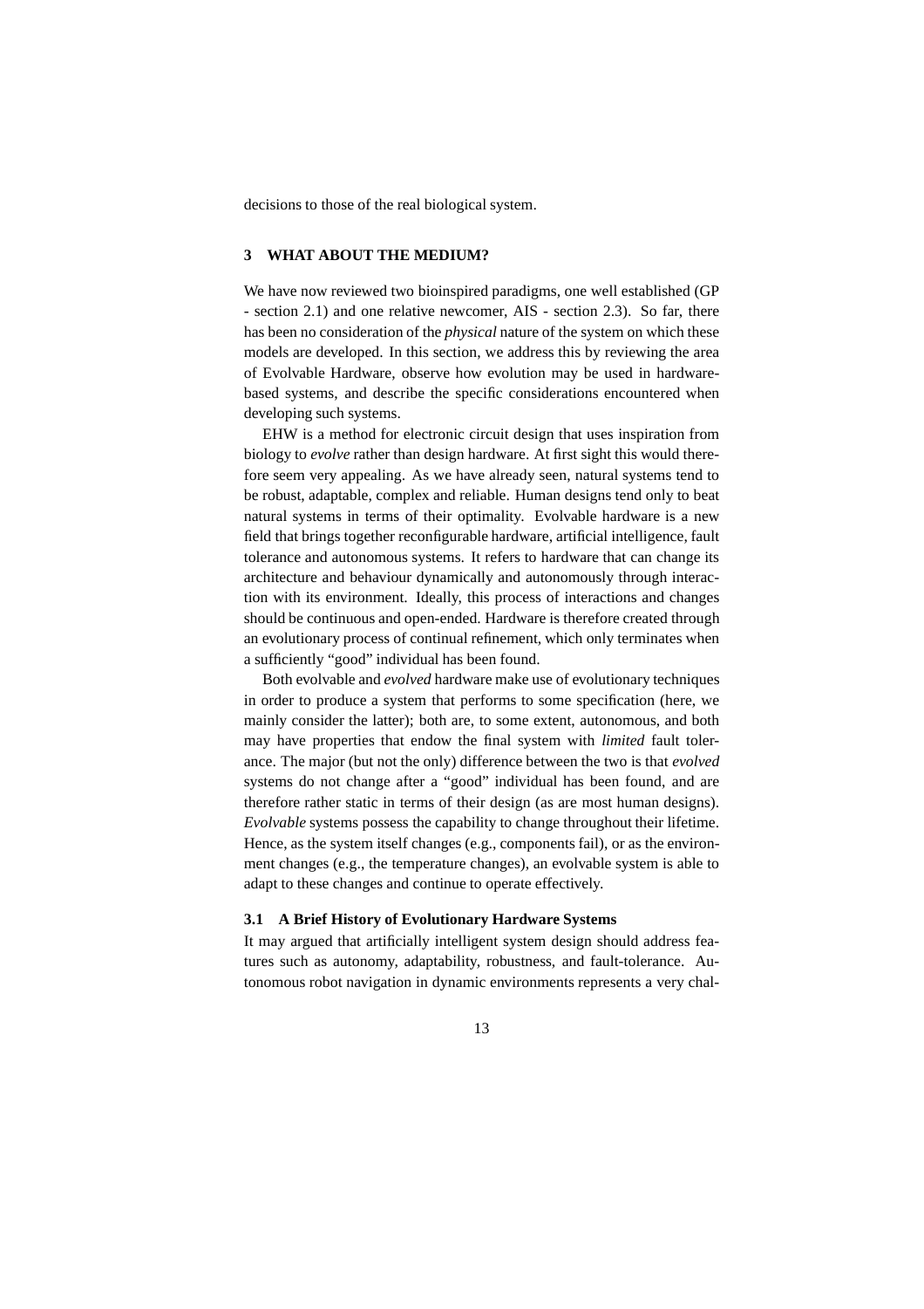decisions to those of the real biological system.

## 3 WHAT ABOUT THE MEDIUM?

We have now reviewed two bioinspired paradigms, one well established (GP - section 2.1) and one relative newcomer, AIS - section 2.3). So far, there has been no consideration of the *physical* nature of the system on which these models are developed. In this section, we address this by reviewing the area of Evolvable Hardware, observe how evolution may be used in hardware-based systems, and describe the specific considerations encountered when developing such systems.

EHW is a method for electronic circuit design that uses inspiration from biology to *evolve* rather than design hardware. At first sight this would therefore seem very appealing. As we have already seen, natural systems tend to be robust, adaptable, complex and reliable. Human designs tend only to beat natural systems in terms of their optimality. Evolvable hardware is a new field that brings together reconfigurable hardware, artificial intelligence, fault tolerance and autonomous systems. It refers to hardware that can change its architecture and behaviour dynamically and autonomously through interaction with its environment. Ideally, this process of interactions and changes should be continuous and open-ended. Hardware is therefore created through an evolutionary process of continual refinement, which only terminates when a sufficiently "good" individual has been found.

Both evolvable and *evolved* hardware make use of evolutionary techniques in order to produce a system that performs to some specification (here, we mainly consider the latter); both are, to some extent, autonomous, and both may have properties that endow the final system with *limited* fault tolerance. The major (but not the only) difference between the two is that *evolved* systems do not change after a "good" individual has been found, and are therefore rather static in terms of their design (as are most human designs). *Evolvable* systems possess the capability to change throughout their lifetime. Hence, as the system itself changes (e.g., components fail), or as the environment changes (e.g., the temperature changes), an evolvable system is able to adapt to these changes and continue to operate effectively.

### 3.1 A Brief History of Evolutionary Hardware Systems

It may argued that artificially intelligent system design should address features such as autonomy, adaptability, robustness, and fault-tolerance. Autonomous robot navigation in dynamic environments represents a very chal-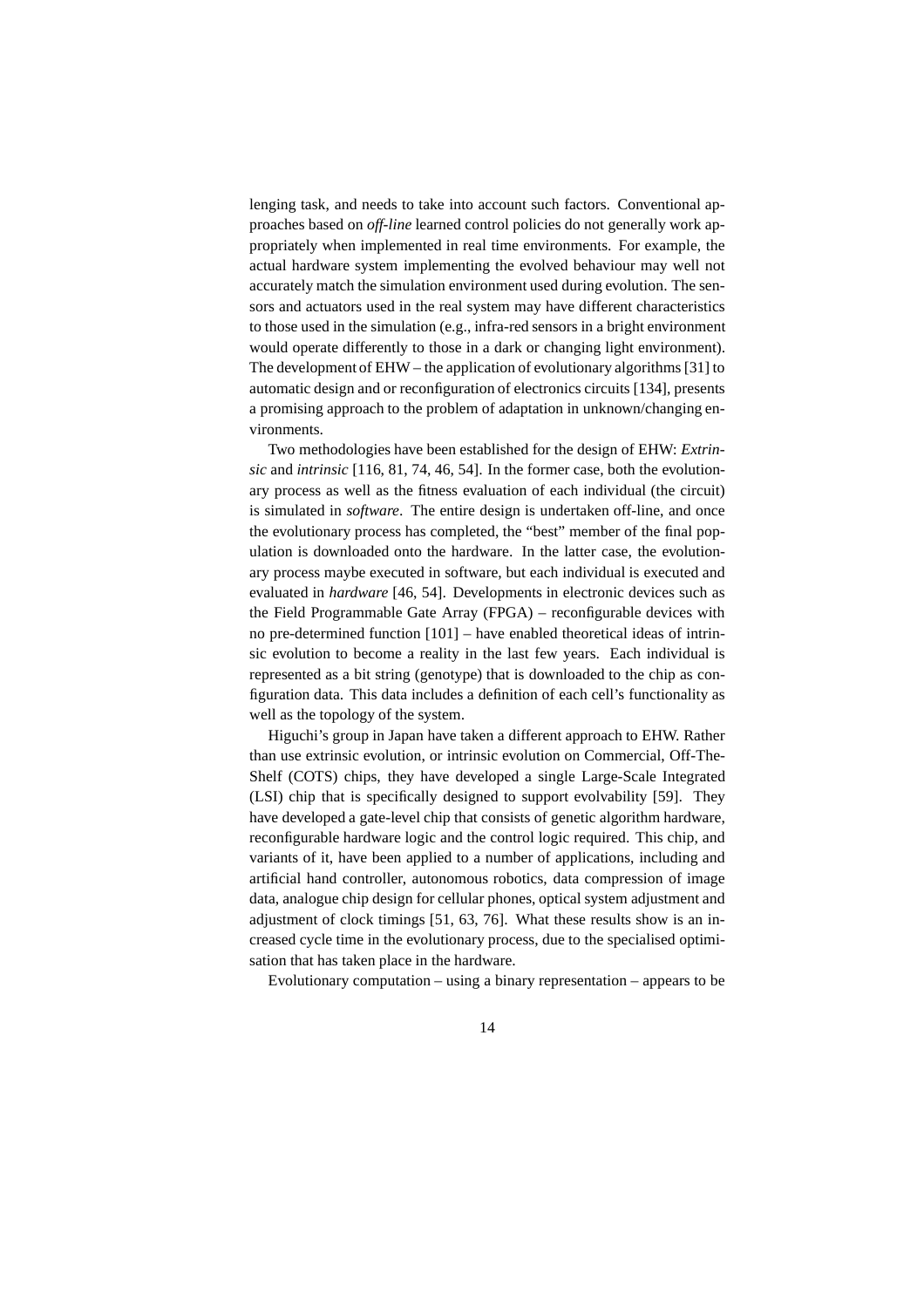lenging task, and needs to take into account such factors. Conventional approaches based on *off-line* learned control policies do not generally work appropriately when implemented in real time environments. For example, the actual hardware system implementing the evolved behaviour may well not accurately match the simulation environment used during evolution. The sensors and actuators used in the real system may have different characteristics to those used in the simulation (e.g., infra-red sensors in a bright environment would operate differently to those in a dark or changing light environment). The development of EHW – the application of evolutionary algorithms [31] to automatic design and or reconfiguration of electronics circuits [134], presents a promising approach to the problem of adaptation in unknown/changing environments.

Two methodologies have been established for the design of EHW: *Extrinsic* and *intrinsic* [116, 81, 74, 46, 54]. In the former case, both the evolutionary process as well as the fitness evaluation of each individual (the circuit) is simulated in *software*. The entire design is undertaken off-line, and once the evolutionary process has completed, the "best" member of the final population is downloaded onto the hardware. In the latter case, the evolutionary process maybe executed in software, but each individual is executed and evaluated in *hardware* [46, 54]. Developments in electronic devices such as the Field Programmable Gate Array (FPGA) – reconfigurable devices with no pre-determined function [101] – have enabled theoretical ideas of intrinsic evolution to become a reality in the last few years. Each individual is represented as a bit string (genotype) that is downloaded to the chip as configuration data. This data includes a definition of each cell's functionality as well as the topology of the system.

Higuchi's group in Japan have taken a different approach to EHW. Rather than use extrinsic evolution, or intrinsic evolution on Commercial, Off-The-Shelf (COTS) chips, they have developed a single Large-Scale Integrated (LSI) chip that is specifically designed to support evolvability [59]. They have developed a gate-level chip that consists of genetic algorithm hardware, reconfigurable hardware logic and the control logic required. This chip, and variants of it, have been applied to a number of applications, including and artificial hand controller, autonomous robotics, data compression of image data, analogue chip design for cellular phones, optical system adjustment and adjustment of clock timings [51, 63, 76]. What these results show is an increased cycle time in the evolutionary process, due to the specialised optimisation that has taken place in the hardware.

Evolutionary computation – using a binary representation – appears to be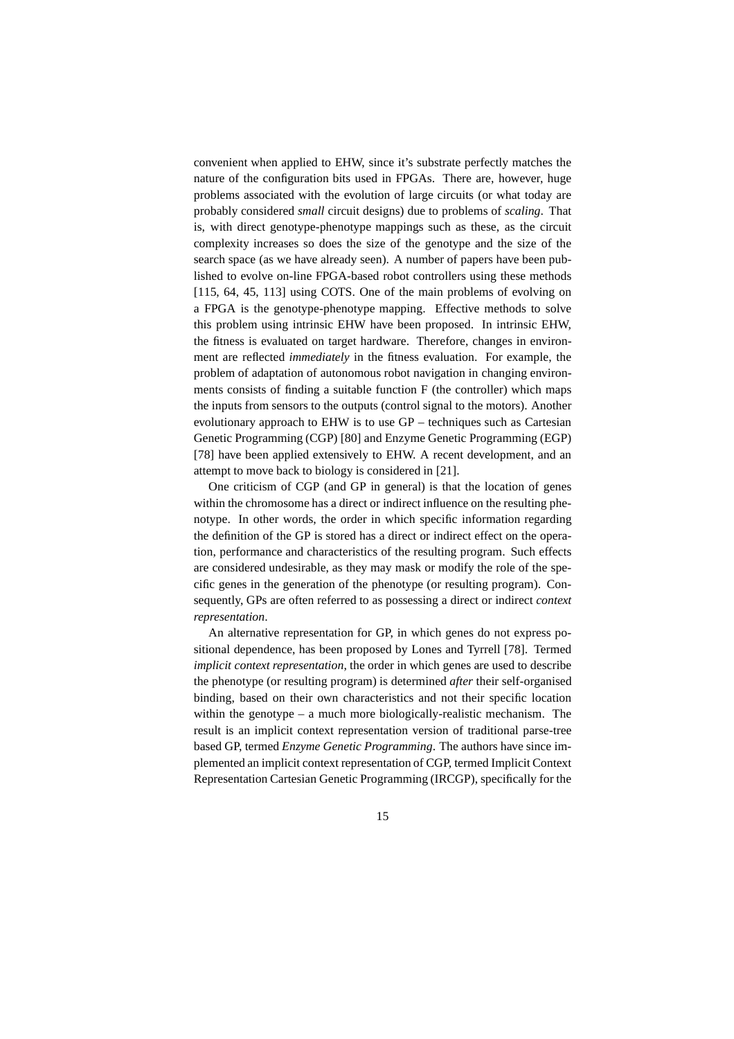convenient when applied to EHW, since it's substrate perfectly matches the nature of the configuration bits used in FPGAs. There are, however, huge problems associated with the evolution of large circuits (or what today are probably considered *small* circuit designs) due to problems of *scaling*. That is, with direct genotype-phenotype mappings such as these, as the circuit complexity increases so does the size of the genotype and the size of the search space (as we have already seen). A number of papers have been published to evolve on-line FPGA-based robot controllers using these methods [115, 64, 45, 113] using COTS. One of the main problems of evolving on a FPGA is the genotype-phenotype mapping. Effective methods to solve this problem using intrinsic EHW have been proposed. In intrinsic EHW, the fitness is evaluated on target hardware. Therefore, changes in environment are reflected *immediately* in the fitness evaluation. For example, the problem of adaptation of autonomous robot navigation in changing environments consists of finding a suitable function F (the controller) which maps the inputs from sensors to the outputs (control signal to the motors). Another evolutionary approach to EHW is to use GP – techniques such as Cartesian Genetic Programming (CGP) [80] and Enzyme Genetic Programming (EGP) [78] have been applied extensively to EHW. A recent development, and an attempt to move back to biology is considered in [21].

One criticism of CGP (and GP in general) is that the location of genes within the chromosome has a direct or indirect influence on the resulting phenotype. In other words, the order in which specific information regarding the definition of the GP is stored has a direct or indirect effect on the operation, performance and characteristics of the resulting program. Such effects are considered undesirable, as they may mask or modify the role of the specific genes in the generation of the phenotype (or resulting program). Consequently, GPs are often referred to as possessing a direct or indirect *context representation*.

An alternative representation for GP, in which genes do not express positional dependence, has been proposed by Lones and Tyrrell [78]. Termed *implicit context representation*, the order in which genes are used to describe the phenotype (or resulting program) is determined *after* their self-organised binding, based on their own characteristics and not their specific location within the genotype – a much more biologically-realistic mechanism. The result is an implicit context representation version of traditional parse-tree based GP, termed *Enzyme Genetic Programming*. The authors have since implemented an implicit context representation of CGP, termed Implicit Context Representation Cartesian Genetic Programming (IRCGP), specifically for the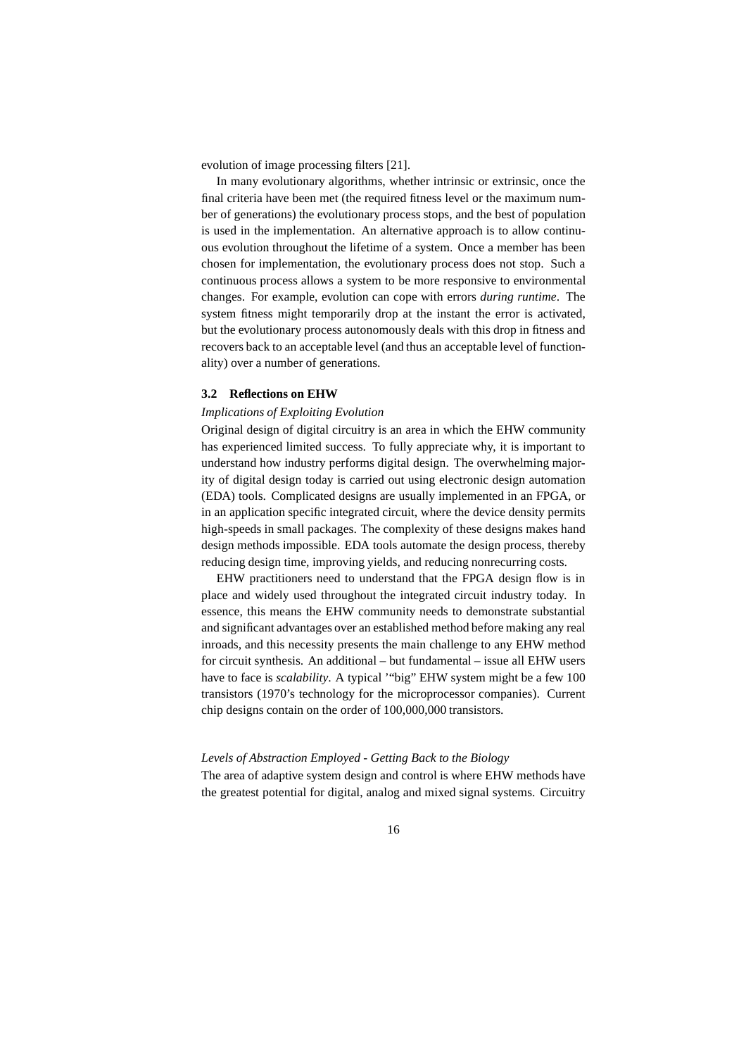evolution of image processing filters [21].

In many evolutionary algorithms, whether intrinsic or extrinsic, once the final criteria have been met (the required fitness level or the maximum number of generations) the evolutionary process stops, and the best of population is used in the implementation. An alternative approach is to allow continuous evolution throughout the lifetime of a system. Once a member has been chosen for implementation, the evolutionary process does not stop. Such a continuous process allows a system to be more responsive to environmental changes. For example, evolution can cope with errors *during runtime*. The system fitness might temporarily drop at the instant the error is activated, but the evolutionary process autonomously deals with this drop in fitness and recovers back to an acceptable level (and thus an acceptable level of functionality) over a number of generations.

### 3.2 Reflections on EHW

*Implications of Exploiting Evolution*

Original design of digital circuitry is an area in which the EHW community has experienced limited success. To fully appreciate why, it is important to understand how industry performs digital design. The overwhelming majority of digital design today is carried out using electronic design automation (EDA) tools. Complicated designs are usually implemented in an FPGA, or in an application specific integrated circuit, where the device density permits high-speeds in small packages. The complexity of these designs makes hand design methods impossible. EDA tools automate the design process, thereby reducing design time, improving yields, and reducing nonrecurring costs.

EHW practitioners need to understand that the FPGA design flow is in place and widely used throughout the integrated circuit industry today. In essence, this means the EHW community needs to demonstrate substantial and significant advantages over an established method before making any real inroads, and this necessity presents the main challenge to any EHW method for circuit synthesis. An additional – but fundamental – issue all EHW users have to face is *scalability*. A typical '"big" EHW system might be a few 100 transistors (1970's technology for the microprocessor companies). Current chip designs contain on the order of 100,000,000 transistors.

*Levels of Abstraction Employed - Getting Back to the Biology*

The area of adaptive system design and control is where EHW methods have the greatest potential for digital, analog and mixed signal systems. Circuitry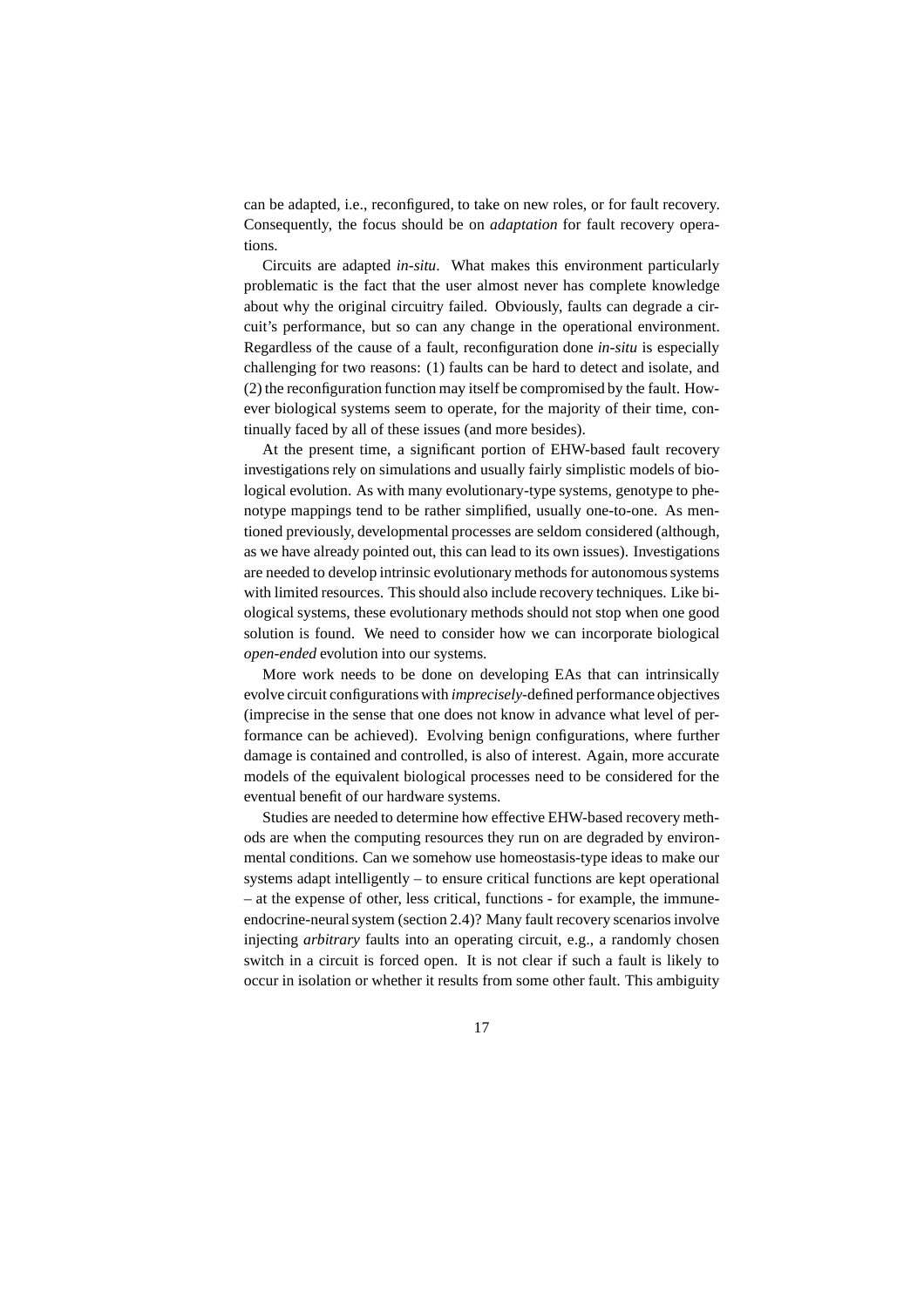can be adapted, i.e., reconfigured, to take on new roles, or for fault recovery. Consequently, the focus should be on *adaptation* for fault recovery operations.

Circuits are adapted *in-situ*. What makes this environment particularly problematic is the fact that the user almost never has complete knowledge about why the original circuitry failed. Obviously, faults can degrade a circuit's performance, but so can any change in the operational environment. Regardless of the cause of a fault, reconfiguration done *in-situ* is especially challenging for two reasons: (1) faults can be hard to detect and isolate, and (2) the reconfiguration function may itself be compromised by the fault. However biological systems seem to operate, for the majority of their time, continually faced by all of these issues (and more besides).

At the present time, a significant portion of EHW-based fault recovery investigations rely on simulations and usually fairly simplistic models of biological evolution. As with many evolutionary-type systems, genotype to phenotype mappings tend to be rather simplified, usually one-to-one. As mentioned previously, developmental processes are seldom considered (although, as we have already pointed out, this can lead to its own issues). Investigations are needed to develop intrinsic evolutionary methods for autonomous systems with limited resources. This should also include recovery techniques. Like biological systems, these evolutionary methods should not stop when one good solution is found. We need to consider how we can incorporate biological *open-ended* evolution into our systems.

More work needs to be done on developing EAs that can intrinsically evolve circuit configurations with *imprecisely*-defined performance objectives (imprecise in the sense that one does not know in advance what level of performance can be achieved). Evolving benign configurations, where further damage is contained and controlled, is also of interest. Again, more accurate models of the equivalent biological processes need to be considered for the eventual benefit of our hardware systems.

Studies are needed to determine how effective EHW-based recovery methods are when the computing resources they run on are degraded by environmental conditions. Can we somehow use homeostasis-type ideas to make our systems adapt intelligently – to ensure critical functions are kept operational – at the expense of other, less critical, functions - for example, the immune-endocrine-neural system (section 2.4)? Many fault recovery scenarios involve injecting *arbitrary* faults into an operating circuit, e.g., a randomly chosen switch in a circuit is forced open. It is not clear if such a fault is likely to occur in isolation or whether it results from some other fault. This ambiguity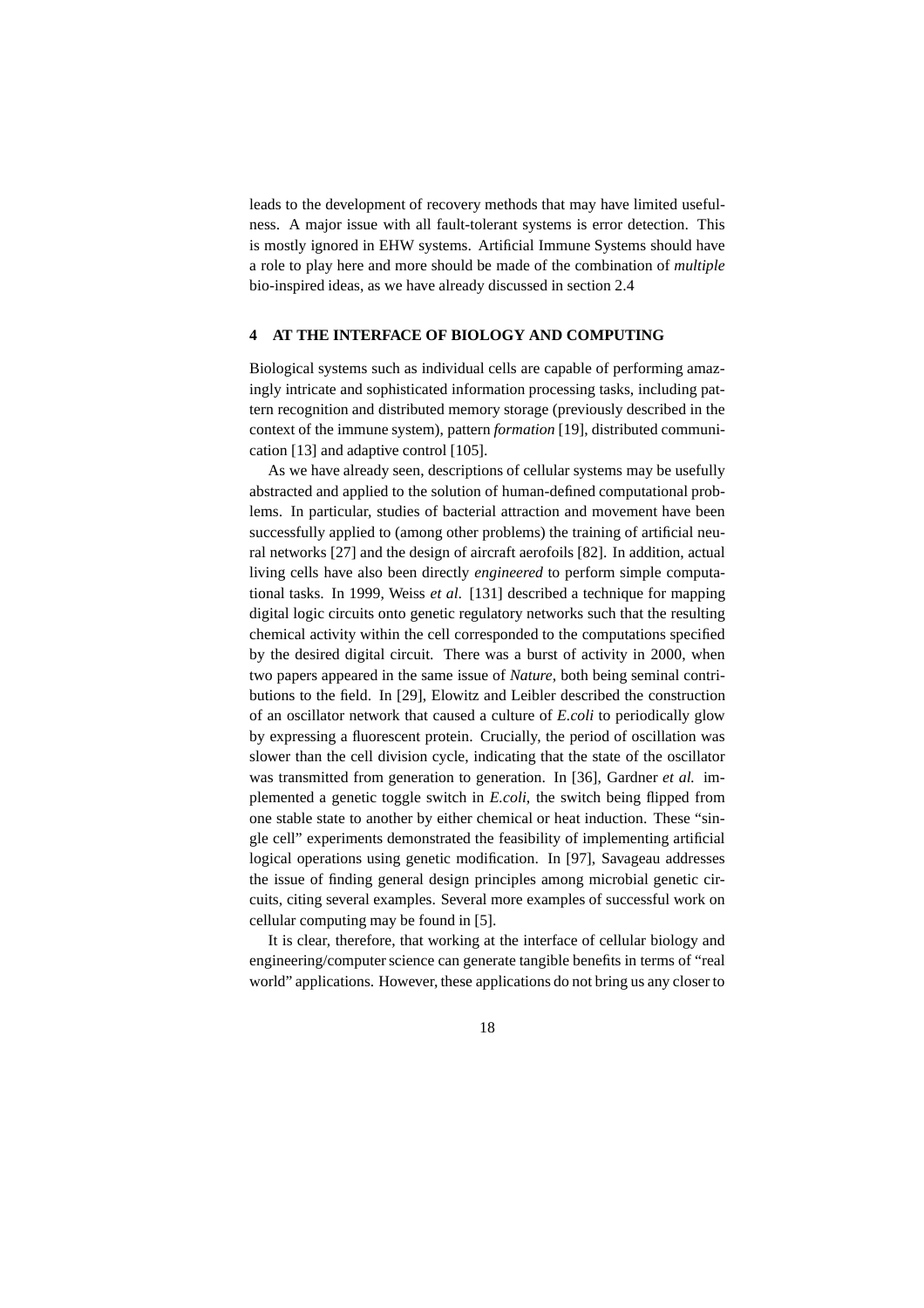leads to the development of recovery methods that may have limited usefulness. A major issue with all fault-tolerant systems is error detection. This is mostly ignored in EHW systems. Artificial Immune Systems should have a role to play here and more should be made of the combination of *multiple* bio-inspired ideas, as we have already discussed in section 2.4

## 4 AT THE INTERFACE OF BIOLOGY AND COMPUTING

Biological systems such as individual cells are capable of performing amazingly intricate and sophisticated information processing tasks, including pattern recognition and distributed memory storage (previously described in the context of the immune system), pattern *formation* [19], distributed communication [13] and adaptive control [105].

As we have already seen, descriptions of cellular systems may be usefully abstracted and applied to the solution of human-defined computational problems. In particular, studies of bacterial attraction and movement have been successfully applied to (among other problems) the training of artificial neural networks [27] and the design of aircraft aerofoils [82]. In addition, actual living cells have also been directly *engineered* to perform simple computational tasks. In 1999, Weiss *et al*. [131] described a technique for mapping digital logic circuits onto genetic regulatory networks such that the resulting chemical activity within the cell corresponded to the computations specified by the desired digital circuit. There was a burst of activity in 2000, when two papers appeared in the same issue of *Nature*, both being seminal contributions to the field. In [29], Elowitz and Leibler described the construction of an oscillator network that caused a culture of *E.coli* to periodically glow by expressing a fluorescent protein. Crucially, the period of oscillation was slower than the cell division cycle, indicating that the state of the oscillator was transmitted from generation to generation. In [36], Gardner *et al.* implemented a genetic toggle switch in *E.coli*, the switch being flipped from one stable state to another by either chemical or heat induction. These "single cell" experiments demonstrated the feasibility of implementing artificial logical operations using genetic modification. In [97], Savageau addresses the issue of finding general design principles among microbial genetic circuits, citing several examples. Several more examples of successful work on cellular computing may be found in [5].

It is clear, therefore, that working at the interface of cellular biology and engineering/computer science can generate tangible benefits in terms of "real world" applications. However, these applications do not bring us any closer to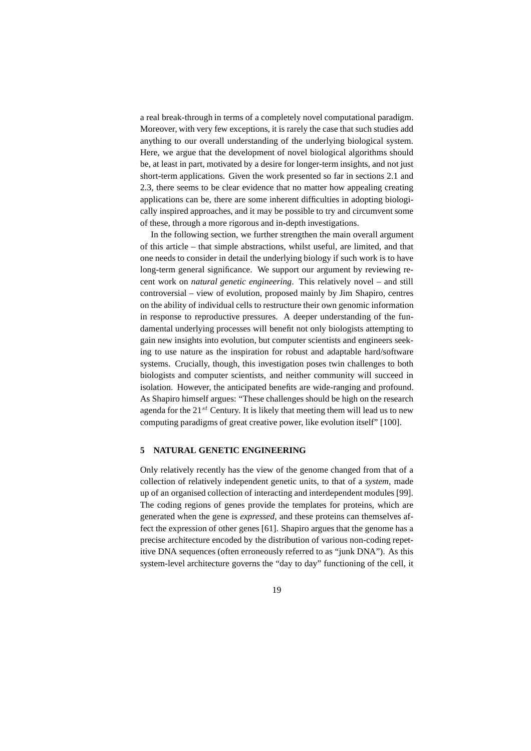a real break-through in terms of a completely novel computational paradigm. Moreover, with very few exceptions, it is rarely the case that such studies add anything to our overall understanding of the underlying biological system. Here, we argue that the development of novel biological algorithms should be, at least in part, motivated by a desire for longer-term insights, and not just short-term applications. Given the work presented so far in sections 2.1 and 2.3, there seems to be clear evidence that no matter how appealing creating applications can be, there are some inherent difficulties in adopting biologically inspired approaches, and it may be possible to try and circumvent some of these, through a more rigorous and in-depth investigations.

In the following section, we further strengthen the main overall argument of this article – that simple abstractions, whilst useful, are limited, and that one needs to consider in detail the underlying biology if such work is to have long-term general significance. We support our argument by reviewing recent work on *natural genetic engineering*. This relatively novel – and still controversial – view of evolution, proposed mainly by Jim Shapiro, centres on the ability of individual cells to restructure their own genomic information in response to reproductive pressures. A deeper understanding of the fundamental underlying processes will benefit not only biologists attempting to gain new insights into evolution, but computer scientists and engineers seeking to use nature as the inspiration for robust and adaptable hard/software systems. Crucially, though, this investigation poses twin challenges to both biologists and computer scientists, and neither community will succeed in isolation. However, the anticipated benefits are wide-ranging and profound. As Shapiro himself argues: "These challenges should be high on the research agenda for the $21^{st}$ Century. It is likely that meeting them will lead us to new computing paradigms of great creative power, like evolution itself" [100].

## 5 NATURAL GENETIC ENGINEERING

Only relatively recently has the view of the genome changed from that of a collection of relatively independent genetic units, to that of a *system*, made up of an organised collection of interacting and interdependent modules [99]. The coding regions of genes provide the templates for proteins, which are generated when the gene is *expressed*, and these proteins can themselves affect the expression of other genes [61]. Shapiro argues that the genome has a precise architecture encoded by the distribution of various non-coding repetitive DNA sequences (often erroneously referred to as "junk DNA"). As this system-level architecture governs the "day to day" functioning of the cell, it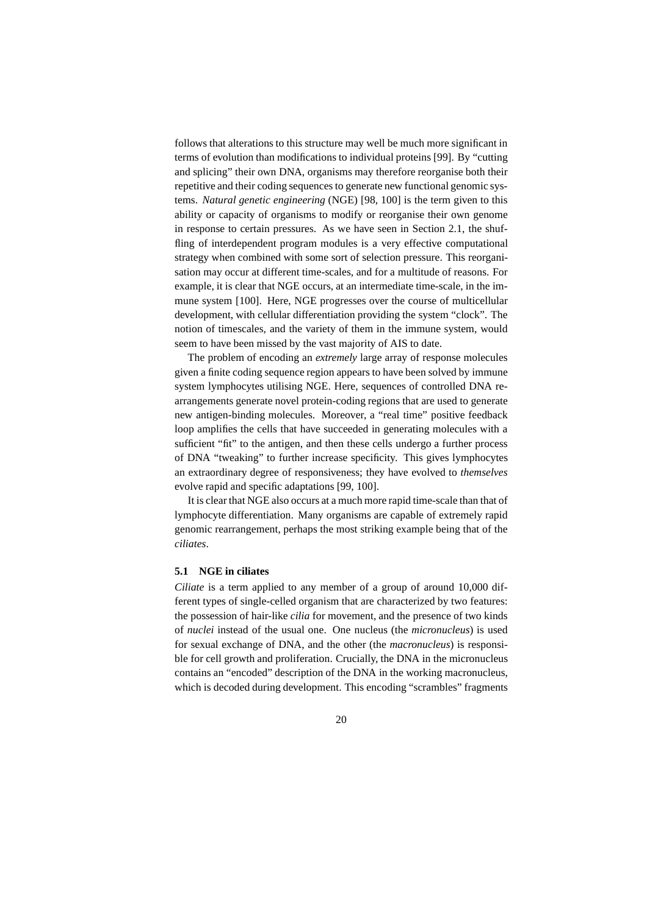follows that alterations to this structure may well be much more significant in terms of evolution than modifications to individual proteins [99]. By "cutting and splicing" their own DNA, organisms may therefore reorganise both their repetitive and their coding sequences to generate new functional genomic systems. *Natural genetic engineering* (NGE) [98, 100] is the term given to this ability or capacity of organisms to modify or reorganise their own genome in response to certain pressures. As we have seen in Section 2.1, the shuffling of interdependent program modules is a very effective computational strategy when combined with some sort of selection pressure. This reorganisation may occur at different time-scales, and for a multitude of reasons. For example, it is clear that NGE occurs, at an intermediate time-scale, in the immune system [100]. Here, NGE progresses over the course of multicellular development, with cellular differentiation providing the system "clock". The notion of timescales, and the variety of them in the immune system, would seem to have been missed by the vast majority of AIS to date.

The problem of encoding an *extremely* large array of response molecules given a finite coding sequence region appears to have been solved by immune system lymphocytes utilising NGE. Here, sequences of controlled DNA rearrangements generate novel protein-coding regions that are used to generate new antigen-binding molecules. Moreover, a "real time" positive feedback loop amplifies the cells that have succeeded in generating molecules with a sufficient "fit" to the antigen, and then these cells undergo a further process of DNA "tweaking" to further increase specificity. This gives lymphocytes an extraordinary degree of responsiveness; they have evolved to *themselves* evolve rapid and specific adaptations [99, 100].

It is clear that NGE also occurs at a much more rapid time-scale than that of lymphocyte differentiation. Many organisms are capable of extremely rapid genomic rearrangement, perhaps the most striking example being that of the *ciliates*.

### 5.1 NGE in ciliates

*Ciliate* is a term applied to any member of a group of around 10,000 different types of single-celled organism that are characterized by two features: the possession of hair-like *cilia* for movement, and the presence of two kinds of *nuclei* instead of the usual one. One nucleus (the *micronucleus*) is used for sexual exchange of DNA, and the other (the *macronucleus*) is responsible for cell growth and proliferation. Crucially, the DNA in the micronucleus contains an "encoded" description of the DNA in the working macronucleus, which is decoded during development. This encoding "scrambles" fragments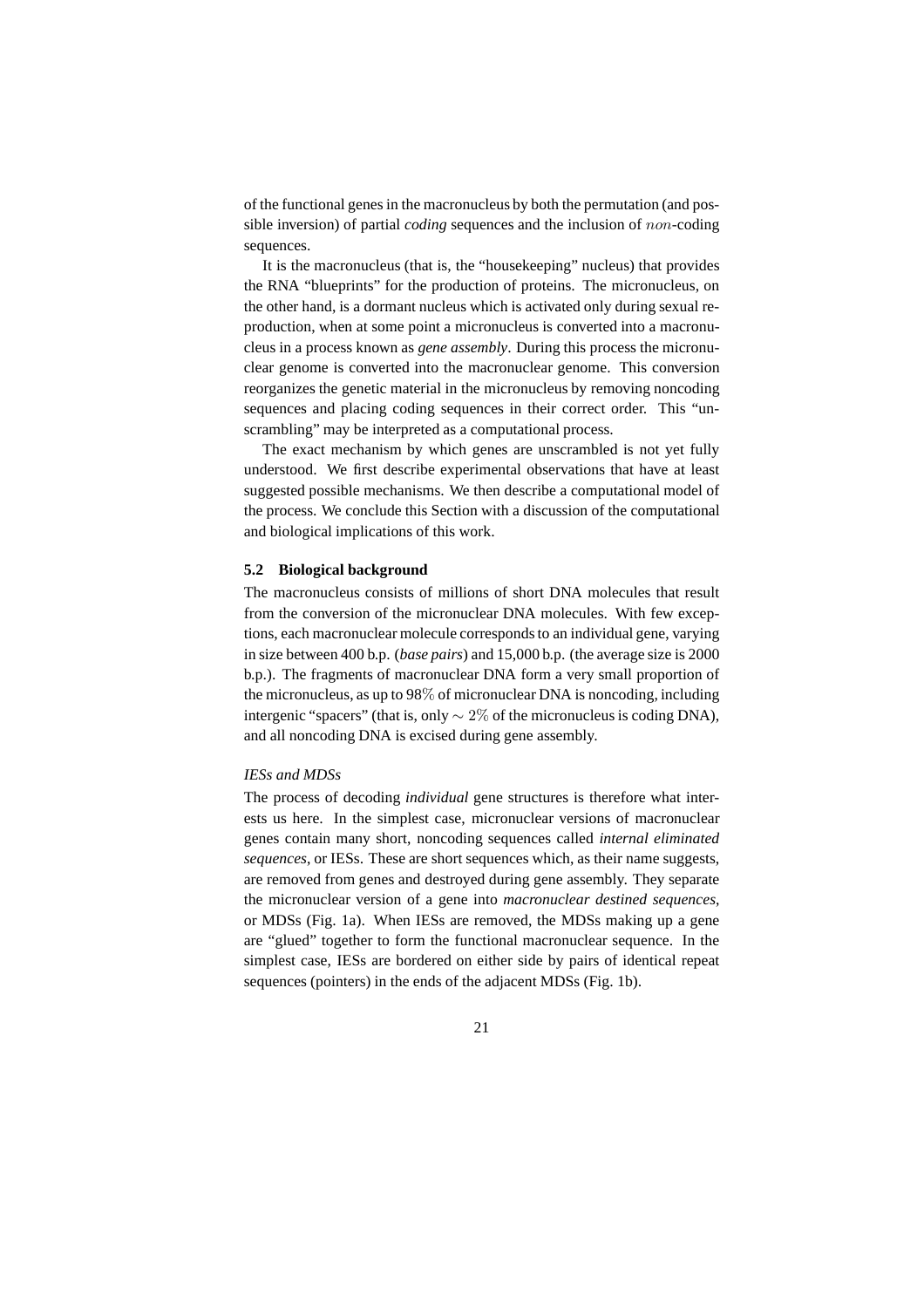of the functional genes in the macronucleus by both the permutation (and possible inversion) of partial *coding* sequences and the inclusion of $non$-coding sequences.

It is the macronucleus (that is, the "housekeeping" nucleus) that provides the RNA "blueprints" for the production of proteins. The micronucleus, on the other hand, is a dormant nucleus which is activated only during sexual reproduction, when at some point a micronucleus is converted into a macronucleus in a process known as *gene assembly*. During this process the micronuclear genome is converted into the macronuclear genome. This conversion reorganizes the genetic material in the micronucleus by removing noncoding sequences and placing coding sequences in their correct order. This "unscrambling" may be interpreted as a computational process.

The exact mechanism by which genes are unscrambled is not yet fully understood. We first describe experimental observations that have at least suggested possible mechanisms. We then describe a computational model of the process. We conclude this Section with a discussion of the computational and biological implications of this work.

### 5.2 Biological background

The macronucleus consists of millions of short DNA molecules that result from the conversion of the micronuclear DNA molecules. With few exceptions, each macronuclear molecule corresponds to an individual gene, varying in size between 400 b.p. (*base pairs*) and 15,000 b.p. (the average size is 2000 b.p.). The fragments of macronuclear DNA form a very small proportion of the micronucleus, as up to 98% of micronuclear DNA is noncoding, including intergenic "spacers" (that is, only $\sim 2\%$ of the micronucleus is coding DNA), and all noncoding DNA is excised during gene assembly.

*IESs and MDSs*

The process of decoding *individual* gene structures is therefore what interests us here. In the simplest case, micronuclear versions of macronuclear genes contain many short, noncoding sequences called *internal eliminated sequences*, or IESs. These are short sequences which, as their name suggests, are removed from genes and destroyed during gene assembly. They separate the micronuclear version of a gene into *macronuclear destined sequences*, or MDSs (Fig. 1a). When IESs are removed, the MDSs making up a gene are "glued" together to form the functional macronuclear sequence. In the simplest case, IESs are bordered on either side by pairs of identical repeat sequences (pointers) in the ends of the adjacent MDSs (Fig. 1b).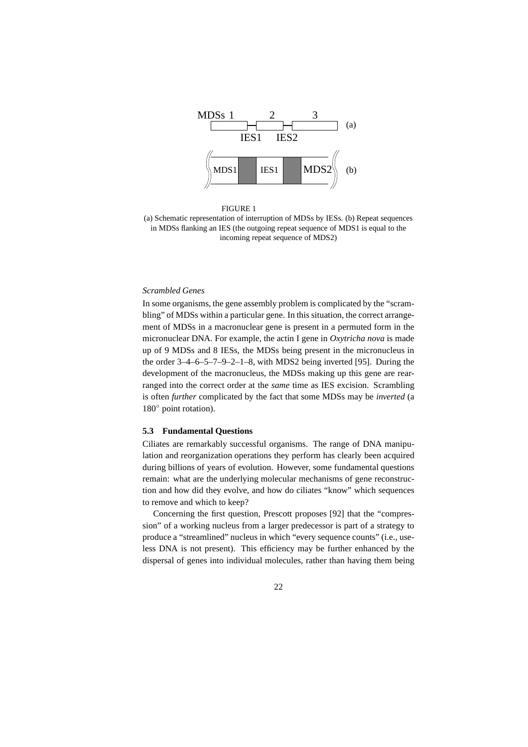FIGURE 1

(a) Schematic representation of interruption of MDSs by IESs. (b) Repeat sequences in MDSs flanking an IES (the outgoing repeat sequence of MDS1 is equal to the incoming repeat sequence of MDS2)

*Scrambled Genes*

In some organisms, the gene assembly problem is complicated by the "scrambling" of MDSs within a particular gene. In this situation, the correct arrangement of MDSs in a macronuclear gene is present in a permuted form in the micronuclear DNA. For example, the actin I gene in *Oxytricha nova* is made up of 9 MDSs and 8 IESs, the MDSs being present in the micronucleus in the order 3–4–6–5–7–9–2–1–8, with MDS2 being inverted [95]. During the development of the macronucleus, the MDSs making up this gene are rearranged into the correct order at the *same* time as IES excision. Scrambling is often *further* complicated by the fact that some MDSs may be *inverted* (a $180^\circ$ point rotation).

### 5.3 Fundamental Questions

Ciliates are remarkably successful organisms. The range of DNA manipulation and reorganization operations they perform has clearly been acquired during billions of years of evolution. However, some fundamental questions remain: what are the underlying molecular mechanisms of gene reconstruction and how did they evolve, and how do ciliates "know" which sequences to remove and which to keep?

Concerning the first question, Prescott proposes [92] that the "compression" of a working nucleus from a larger predecessor is part of a strategy to produce a "streamlined" nucleus in which "every sequence counts" (i.e., useless DNA is not present). This efficiency may be further enhanced by the dispersal of genes into individual molecules, rather than having them being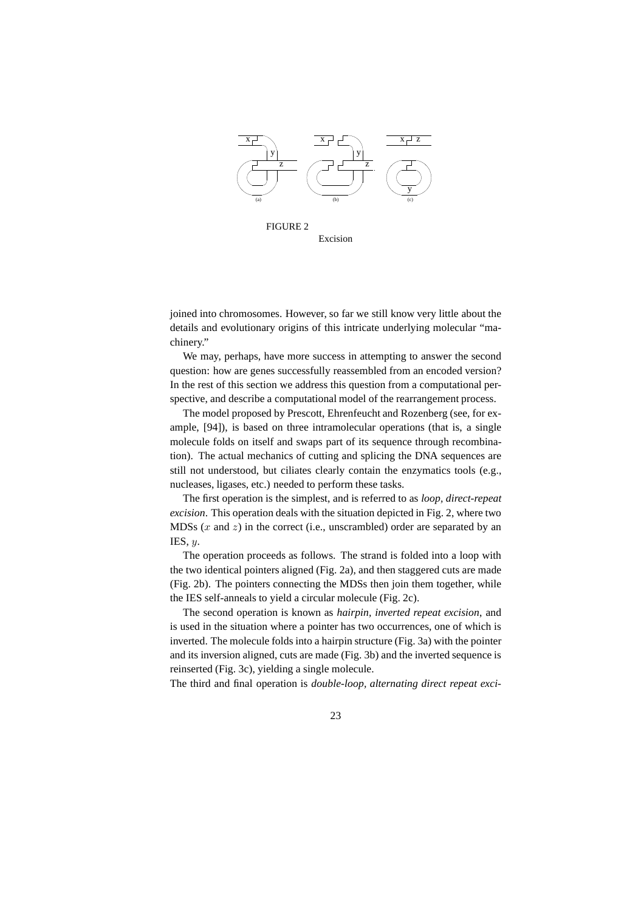FIGURE 2
Excision

joined into chromosomes. However, so far we still know very little about the details and evolutionary origins of this intricate underlying molecular "machinery."

We may, perhaps, have more success in attempting to answer the second question: how are genes successfully reassembled from an encoded version? In the rest of this section we address this question from a computational perspective, and describe a computational model of the rearrangement process.

The model proposed by Prescott, Ehrenfeucht and Rozenberg (see, for example, [94]), is based on three intramolecular operations (that is, a single molecule folds on itself and swaps part of its sequence through recombination). The actual mechanics of cutting and splicing the DNA sequences are still not understood, but ciliates clearly contain the enzymatics tools (e.g., nucleases, ligases, etc.) needed to perform these tasks.

The first operation is the simplest, and is referred to as *loop, direct-repeat excision*. This operation deals with the situation depicted in Fig. 2, where two MDSs ($x$ and $z$) in the correct (i.e., unscrambled) order are separated by an IES, $y$.

The operation proceeds as follows. The strand is folded into a loop with the two identical pointers aligned (Fig. 2a), and then staggered cuts are made (Fig. 2b). The pointers connecting the MDSs then join them together, while the IES self-anneals to yield a circular molecule (Fig. 2c).

The second operation is known as *hairpin, inverted repeat excision*, and is used in the situation where a pointer has two occurrences, one of which is inverted. The molecule folds into a hairpin structure (Fig. 3a) with the pointer and its inversion aligned, cuts are made (Fig. 3b) and the inverted sequence is reinserted (Fig. 3c), yielding a single molecule.

The third and final operation is *double-loop, alternating direct repeat exci-*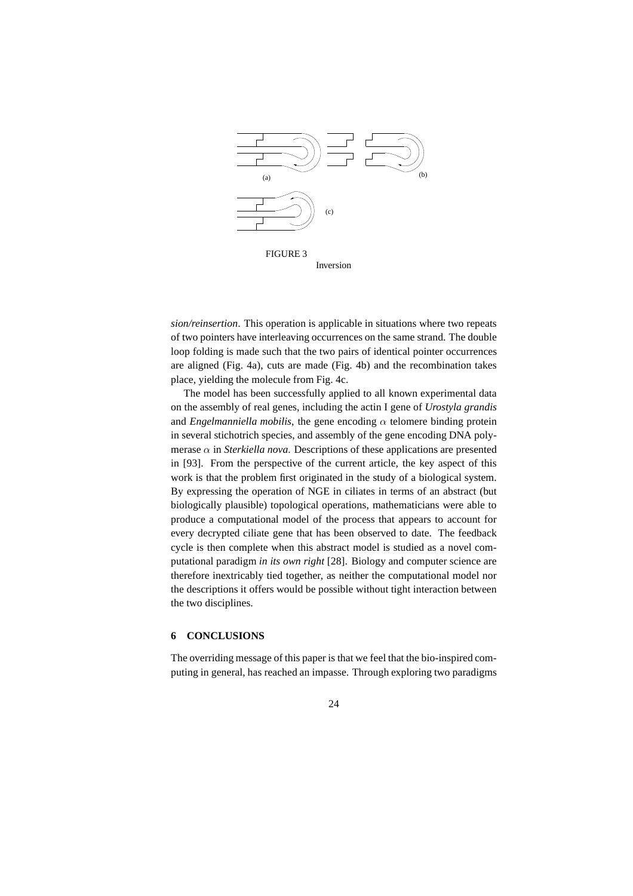FIGURE 3
Inversion

*sion/reinsertion*. This operation is applicable in situations where two repeats of two pointers have interleaving occurrences on the same strand. The double loop folding is made such that the two pairs of identical pointer occurrences are aligned (Fig. 4a), cuts are made (Fig. 4b) and the recombination takes place, yielding the molecule from Fig. 4c.

The model has been successfully applied to all known experimental data on the assembly of real genes, including the actin I gene of *Urostyla grandis* and *Engelmanniella mobilis*, the gene encoding $\alpha$ telomere binding protein in several stichotrich species, and assembly of the gene encoding DNA polymerase $\alpha$ in *Sterkiella nova*. Descriptions of these applications are presented in [93]. From the perspective of the current article, the key aspect of this work is that the problem first originated in the study of a biological system. By expressing the operation of NGE in ciliates in terms of an abstract (but biologically plausible) topological operations, mathematicians were able to produce a computational model of the process that appears to account for every decrypted ciliate gene that has been observed to date. The feedback cycle is then complete when this abstract model is studied as a novel computational paradigm *in its own right* [28]. Biology and computer science are therefore inextricably tied together, as neither the computational model nor the descriptions it offers would be possible without tight interaction between the two disciplines.

## 6 CONCLUSIONS

The overriding message of this paper is that we feel that the bio-inspired computing in general, has reached an impasse. Through exploring two paradigms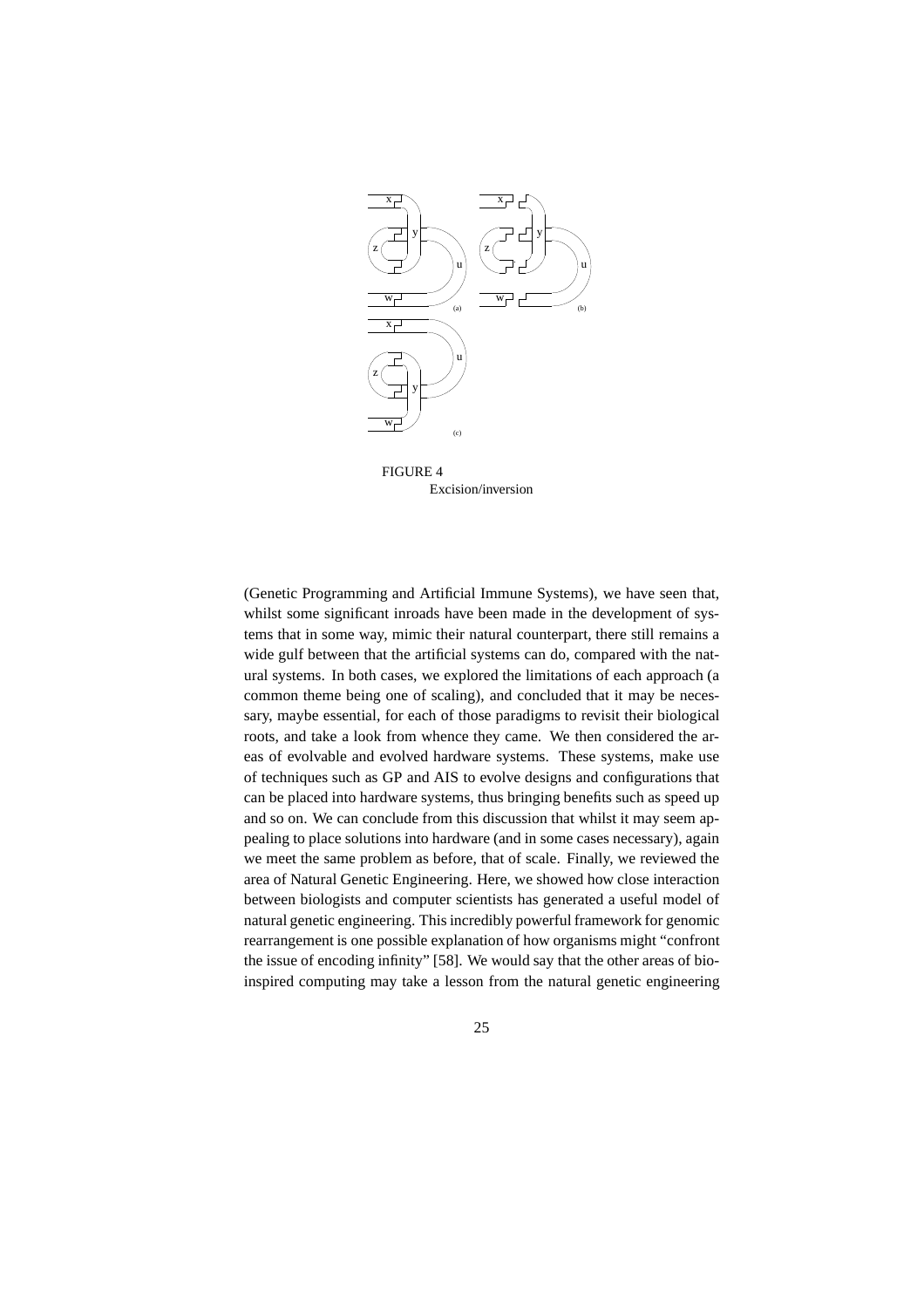FIGURE 4
Excision/inversion

(Genetic Programming and Artificial Immune Systems), we have seen that, whilst some significant inroads have been made in the development of systems that in some way, mimic their natural counterpart, there still remains a wide gulf between that the artificial systems can do, compared with the natural systems. In both cases, we explored the limitations of each approach (a common theme being one of scaling), and concluded that it may be necessary, maybe essential, for each of those paradigms to revisit their biological roots, and take a look from whence they came. We then considered the areas of evolvable and evolved hardware systems. These systems, make use of techniques such as GP and AIS to evolve designs and configurations that can be placed into hardware systems, thus bringing benefits such as speed up and so on. We can conclude from this discussion that whilst it may seem appealing to place solutions into hardware (and in some cases necessary), again we meet the same problem as before, that of scale. Finally, we reviewed the area of Natural Genetic Engineering. Here, we showed how close interaction between biologists and computer scientists has generated a useful model of natural genetic engineering. This incredibly powerful framework for genomic rearrangement is one possible explanation of how organisms might "confront the issue of encoding infinity" [58]. We would say that the other areas of bio-inspired computing may take a lesson from the natural genetic engineering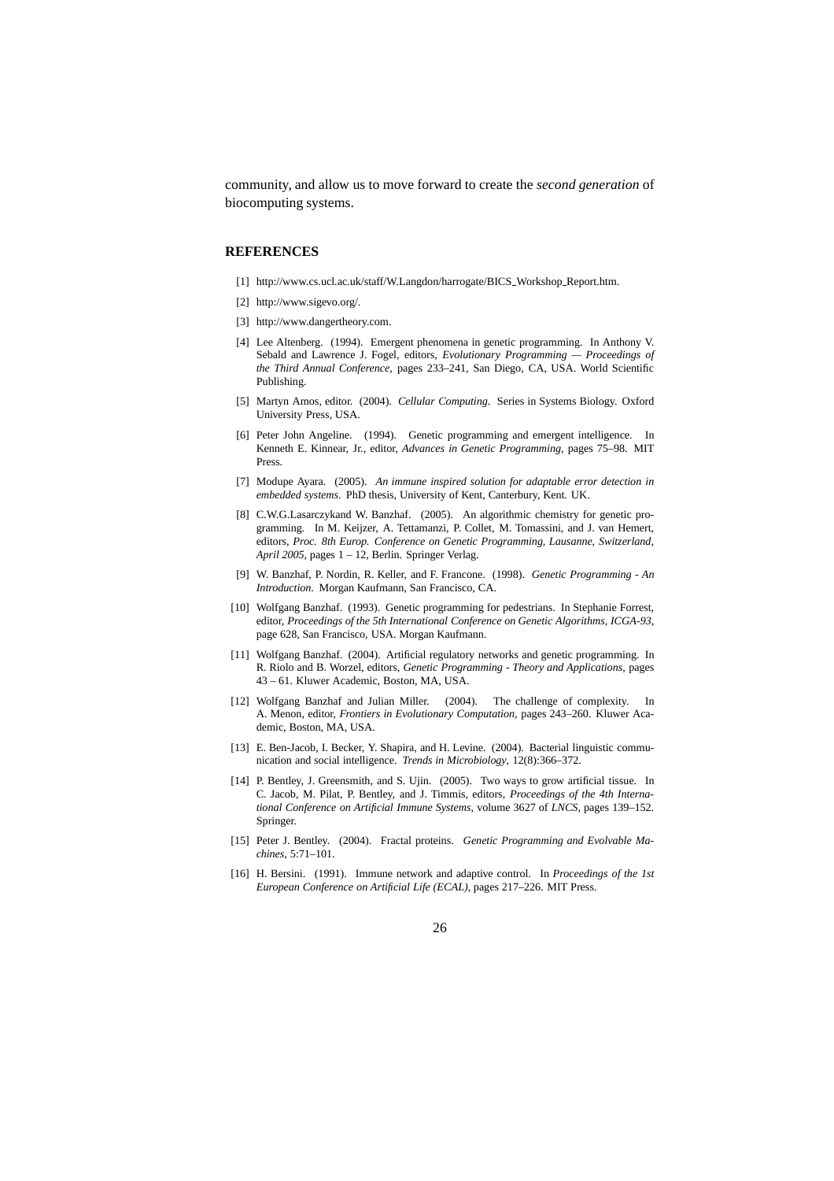community, and allow us to move forward to create the *second generation* of biocomputing systems.

## REFERENCES

[1] http://www.cs.ucl.ac.uk/staff/W.Langdon/harrogate/BICS_Workshop_Report.htm.

[2] http://www.sigevo.org/.

[3] http://www.dangertheory.com.

[4] Lee Altenberg. (1994). Emergent phenomena in genetic programming. In Anthony V. Sebald and Lawrence J. Fogel, editors, *Evolutionary Programming — Proceedings of the Third Annual Conference*, pages 233–241, San Diego, CA, USA. World Scientific Publishing.

[5] Martyn Amos, editor. (2004). *Cellular Computing*. Series in Systems Biology. Oxford University Press, USA.

[6] Peter John Angeline. (1994). Genetic programming and emergent intelligence. In Kenneth E. Kinnear, Jr., editor, *Advances in Genetic Programming*, pages 75–98. MIT Press.

[7] Modupe Ayara. (2005). *An immune inspired solution for adaptable error detection in embedded systems*. PhD thesis, University of Kent, Canterbury, Kent. UK.

[8] C.W.G.Lasarczykand W. Banzhaf. (2005). An algorithmic chemistry for genetic programming. In M. Keijzer, A. Tettamanzi, P. Collet, M. Tomassini, and J. van Hemert, editors, *Proc. 8th Europ. Conference on Genetic Programming, Lausanne, Switzerland, April 2005*, pages 1 – 12, Berlin. Springer Verlag.

[9] W. Banzhaf, P. Nordin, R. Keller, and F. Francone. (1998). *Genetic Programming - An Introduction*. Morgan Kaufmann, San Francisco, CA.

[10] Wolfgang Banzhaf. (1993). Genetic programming for pedestrians. In Stephanie Forrest, editor, *Proceedings of the 5th International Conference on Genetic Algorithms, ICGA-93*, page 628, San Francisco, USA. Morgan Kaufmann.

[11] Wolfgang Banzhaf. (2004). Artificial regulatory networks and genetic programming. In R. Riolo and B. Worzel, editors, *Genetic Programming - Theory and Applications*, pages 43 – 61. Kluwer Academic, Boston, MA, USA.

[12] Wolfgang Banzhaf and Julian Miller. (2004). The challenge of complexity. In A. Menon, editor, *Frontiers in Evolutionary Computation*, pages 243–260. Kluwer Academic, Boston, MA, USA.

[13] E. Ben-Jacob, I. Becker, Y. Shapira, and H. Levine. (2004). Bacterial linguistic communication and social intelligence. *Trends in Microbiology*, 12(8):366–372.

[14] P. Bentley, J. Greensmith, and S. Ujin. (2005). Two ways to grow artificial tissue. In C. Jacob, M. Pilat, P. Bentley, and J. Timmis, editors, *Proceedings of the 4th International Conference on Artificial Immune Systems*, volume 3627 of *LNCS*, pages 139–152. Springer.

[15] Peter J. Bentley. (2004). Fractal proteins. *Genetic Programming and Evolvable Machines*, 5:71–101.

[16] H. Bersini. (1991). Immune network and adaptive control. In *Proceedings of the 1st European Conference on Artificial Life (ECAL)*, pages 217–226. MIT Press.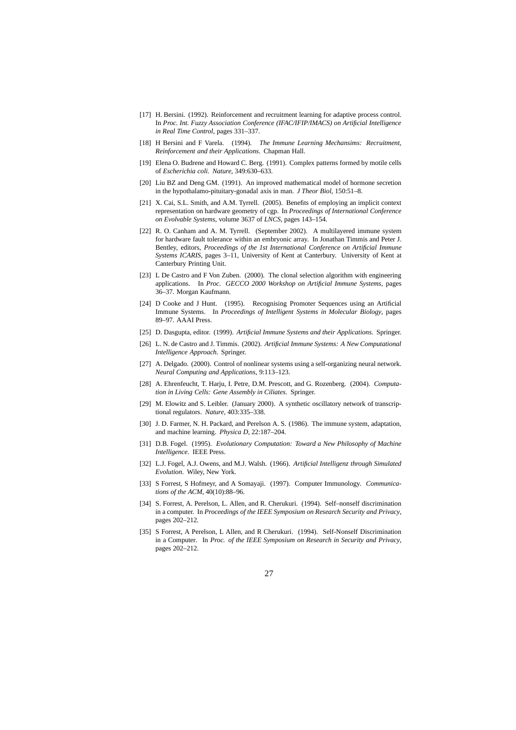[17] H. Bersini. (1992). Reinforcement and recruitment learning for adaptive process control. In *Proc. Int. Fuzzy Association Conference (IFAC/IFIP/IMACS) on Artificial Intelligence in Real Time Control*, pages 331–337.

[18] H Bersini and F Varela. (1994). *The Immune Learning Mechansims: Recruitment, Reinforcement and their Applications*. Chapman Hall.

[19] Elena O. Budrene and Howard C. Berg. (1991). Complex patterns formed by motile cells of *Escherichia coli*. *Nature*, 349:630–633.

[20] Liu BZ and Deng GM. (1991). An improved mathematical model of hormone secretion in the hypothalamo-pituitary-gonadal axis in man. *J Theor Biol*, 150:51–8.

[21] X. Cai, S.L. Smith, and A.M. Tyrrell. (2005). Benefits of employing an implicit context representation on hardware geometry of cgp. In *Proceedings of International Conference on Evolvable Systems*, volume 3637 of *LNCS*, pages 143–154.

[22] R. O. Canham and A. M. Tyrrell. (September 2002). A multilayered immune system for hardware fault tolerance within an embryonic array. In Jonathan Timmis and Peter J. Bentley, editors, *Proceedings of the 1st International Conference on Artificial Immune Systems ICARIS*, pages 3–11, University of Kent at Canterbury. University of Kent at Canterbury Printing Unit.

[23] L De Castro and F Von Zuben. (2000). The clonal selection algorithm with engineering applications. In *Proc. GECCO 2000 Workshop on Artificial Immune Systems*, pages 36–37. Morgan Kaufmann.

[24] D Cooke and J Hunt. (1995). Recognising Promoter Sequences using an Artificial Immune Systems. In *Proceedings of Intelligent Systems in Molecular Biology*, pages 89–97. AAAI Press.

[25] D. Dasgupta, editor. (1999). *Artificial Immune Systems and their Applications*. Springer.

[26] L. N. de Castro and J. Timmis. (2002). *Artificial Immune Systems: A New Computational Intelligence Approach*. Springer.

[27] A. Delgado. (2000). Control of nonlinear systems using a self-organizing neural network. *Neural Computing and Applications*, 9:113–123.

[28] A. Ehrenfeucht, T. Harju, I. Petre, D.M. Prescott, and G. Rozenberg. (2004). *Computation in Living Cells: Gene Assembly in Ciliates*. Springer.

[29] M. Elowitz and S. Leibler. (January 2000). A synthetic oscillatory network of transcriptional regulators. *Nature*, 403:335–338.

[30] J. D. Farmer, N. H. Packard, and Perelson A. S. (1986). The immune system, adaptation, and machine learning. *Physica D*, 22:187–204.

[31] D.B. Fogel. (1995). *Evolutionary Computation: Toward a New Philosophy of Machine Intelligence*. IEEE Press.

[32] L.J. Fogel, A.J. Owens, and M.J. Walsh. (1966). *Artificial Intelligenz through Simulated Evolution*. Wiley, New York.

[33] S Forrest, S Hofmeyr, and A Somayaji. (1997). Computer Immunology. *Communications of the ACM*, 40(10):88–96.

[34] S. Forrest, A. Perelson, L. Allen, and R. Cherukuri. (1994). Self–nonself discrimination in a computer. In *Proceedings of the IEEE Symposium on Research Security and Privacy*, pages 202–212.

[35] S Forrest, A Perelson, L Allen, and R Cherukuri. (1994). Self-Nonself Discrimination in a Computer. In *Proc. of the IEEE Symposium on Research in Security and Privacy*, pages 202–212.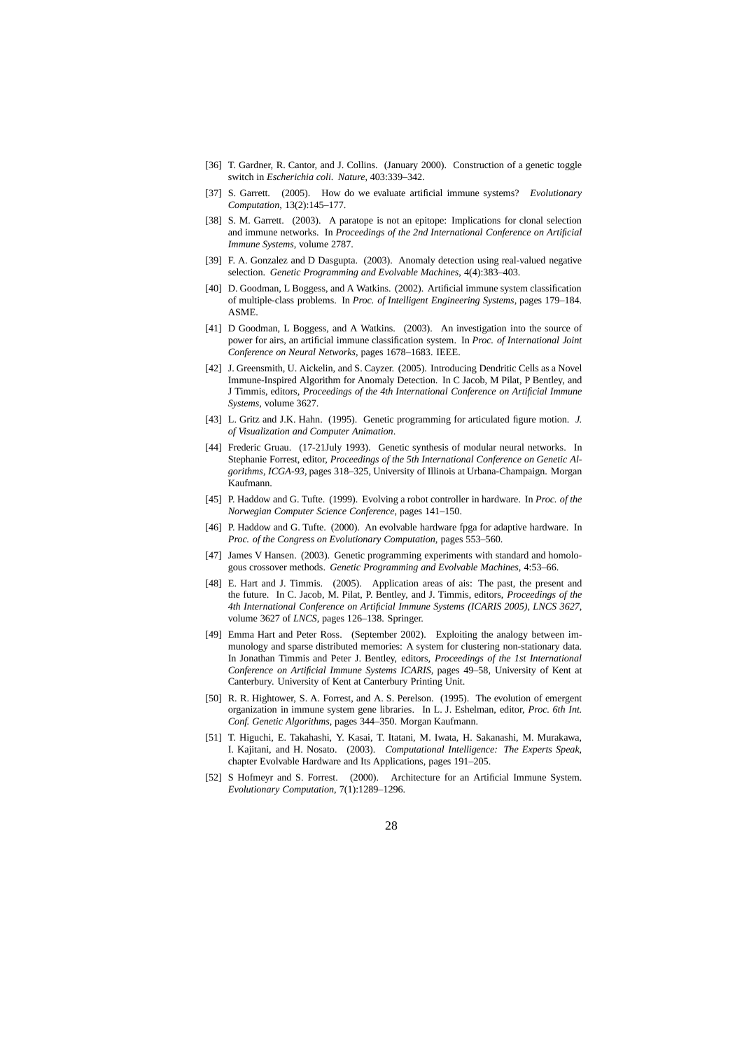- [36] T. Gardner, R. Cantor, and J. Collins. (January 2000). Construction of a genetic toggle switch in *Escherichia coli*. *Nature*, 403:339–342.
- [37] S. Garrett. (2005). How do we evaluate artificial immune systems? *Evolutionary Computation*, 13(2):145–177.
- [38] S. M. Garrett. (2003). A paratope is not an epitope: Implications for clonal selection and immune networks. In *Proceedings of the 2nd International Conference on Artificial Immune Systems*, volume 2787.
- [39] F. A. Gonzalez and D Dasgupta. (2003). Anomaly detection using real-valued negative selection. *Genetic Programming and Evolvable Machines*, 4(4):383–403.
- [40] D. Goodman, L Boggess, and A Watkins. (2002). Artificial immune system classification of multiple-class problems. In *Proc. of Intelligent Engineering Systems*, pages 179–184. ASME.
- [41] D Goodman, L Boggess, and A Watkins. (2003). An investigation into the source of power for airs, an artificial immune classification system. In *Proc. of International Joint Conference on Neural Networks*, pages 1678–1683. IEEE.
- [42] J. Greensmith, U. Aickelin, and S. Cayzer. (2005). Introducing Dendritic Cells as a Novel Immune-Inspired Algorithm for Anomaly Detection. In C Jacob, M Pilat, P Bentley, and J Timmis, editors, *Proceedings of the 4th International Conference on Artificial Immune Systems*, volume 3627.
- [43] L. Gritz and J.K. Hahn. (1995). Genetic programming for articulated figure motion. *J. of Visualization and Computer Animation*.
- [44] Frederic Gruau. (17-21July 1993). Genetic synthesis of modular neural networks. In Stephanie Forrest, editor, *Proceedings of the 5th International Conference on Genetic Algorithms, ICGA-93*, pages 318–325, University of Illinois at Urbana-Champaign. Morgan Kaufmann.
- [45] P. Haddow and G. Tufte. (1999). Evolving a robot controller in hardware. In *Proc. of the Norwegian Computer Science Conference*, pages 141–150.
- [46] P. Haddow and G. Tufte. (2000). An evolvable hardware fpga for adaptive hardware. In *Proc. of the Congress on Evolutionary Computation*, pages 553–560.
- [47] James V Hansen. (2003). Genetic programming experiments with standard and homologous crossover methods. *Genetic Programming and Evolvable Machines*, 4:53–66.
- [48] E. Hart and J. Timmis. (2005). Application areas of ais: The past, the present and the future. In C. Jacob, M. Pilat, P. Bentley, and J. Timmis, editors, *Proceedings of the 4th International Conference on Artificial Immune Systems (ICARIS 2005), LNCS 3627*, volume 3627 of *LNCS*, pages 126–138. Springer.
- [49] Emma Hart and Peter Ross. (September 2002). Exploiting the analogy between immunology and sparse distributed memories: A system for clustering non-stationary data. In Jonathan Timmis and Peter J. Bentley, editors, *Proceedings of the 1st International Conference on Artificial Immune Systems ICARIS*, pages 49–58, University of Kent at Canterbury. University of Kent at Canterbury Printing Unit.
- [50] R. R. Hightower, S. A. Forrest, and A. S. Perelson. (1995). The evolution of emergent organization in immune system gene libraries. In L. J. Eshelman, editor, *Proc. 6th Int. Conf. Genetic Algorithms*, pages 344–350. Morgan Kaufmann.
- [51] T. Higuchi, E. Takahashi, Y. Kasai, T. Itatani, M. Iwata, H. Sakanashi, M. Murakawa, I. Kajitani, and H. Nosato. (2003). *Computational Intelligence: The Experts Speak*, chapter Evolvable Hardware and Its Applications, pages 191–205.
- [52] S Hofmeyr and S. Forrest. (2000). Architecture for an Artificial Immune System. *Evolutionary Computation*, 7(1):1289–1296.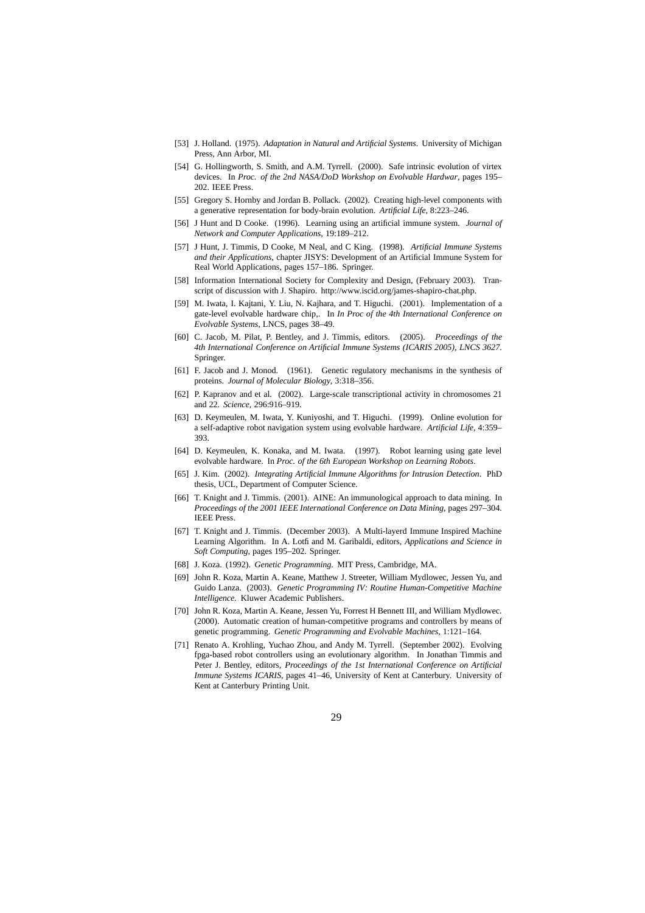[53] J. Holland. (1975). *Adaptation in Natural and Artificial Systems*. University of Michigan Press, Ann Arbor, MI.

[54] G. Hollingworth, S. Smith, and A.M. Tyrrell. (2000). Safe intrinsic evolution of virtex devices. In *Proc. of the 2nd NASA/DoD Workshop on Evolvable Hardwar*, pages 195–202. IEEE Press.

[55] Gregory S. Hornby and Jordan B. Pollack. (2002). Creating high-level components with a generative representation for body-brain evolution. *Artificial Life*, 8:223–246.

[56] J Hunt and D Cooke. (1996). Learning using an artificial immune system. *Journal of Network and Computer Applications*, 19:189–212.

[57] J Hunt, J. Timmis, D Cooke, M Neal, and C King. (1998). *Artificial Immune Systems and their Applications*, chapter JISYS: Development of an Artificial Immune System for Real World Applications, pages 157–186. Springer.

[58] Information International Society for Complexity and Design, (February 2003). Transcript of discussion with J. Shapiro. http://www.iscid.org/james-shapiro-chat.php.

[59] M. Iwata, I. Kajtani, Y. Liu, N. Kajhara, and T. Higuchi. (2001). Implementation of a gate-level evolvable hardware chip,. In *In Proc of the 4th International Conference on Evolvable Systems*, LNCS, pages 38–49.

[60] C. Jacob, M. Pilat, P. Bentley, and J. Timmis, editors. (2005). *Proceedings of the 4th International Conference on Artificial Immune Systems (ICARIS 2005), LNCS 3627*. Springer.

[61] F. Jacob and J. Monod. (1961). Genetic regulatory mechanisms in the synthesis of proteins. *Journal of Molecular Biology*, 3:318–356.

[62] P. Kapranov and et al. (2002). Large-scale transcriptional activity in chromosomes 21 and 22. *Science*, 296:916–919.

[63] D. Keymeulen, M. Iwata, Y. Kuniyoshi, and T. Higuchi. (1999). Online evolution for a self-adaptive robot navigation system using evolvable hardware. *Artificial Life*, 4:359–393.

[64] D. Keymeulen, K. Konaka, and M. Iwata. (1997). Robot learning using gate level evolvable hardware. In *Proc. of the 6th European Workshop on Learning Robots*.

[65] J. Kim. (2002). *Integrating Artificial Immune Algorithms for Intrusion Detection*. PhD thesis, UCL, Department of Computer Science.

[66] T. Knight and J. Timmis. (2001). AINE: An immunological approach to data mining. In *Proceedings of the 2001 IEEE International Conference on Data Mining*, pages 297–304. IEEE Press.

[67] T. Knight and J. Timmis. (December 2003). A Multi-layerd Immune Inspired Machine Learning Algorithm. In A. Lotfi and M. Garibaldi, editors, *Applications and Science in Soft Computing*, pages 195–202. Springer.

[68] J. Koza. (1992). *Genetic Programming*. MIT Press, Cambridge, MA.

[69] John R. Koza, Martin A. Keane, Matthew J. Streeter, William Mydlowec, Jessen Yu, and Guido Lanza. (2003). *Genetic Programming IV: Routine Human-Competitive Machine Intelligence*. Kluwer Academic Publishers.

[70] John R. Koza, Martin A. Keane, Jessen Yu, Forrest H Bennett III, and William Mydlowec. (2000). Automatic creation of human-competitive programs and controllers by means of genetic programming. *Genetic Programming and Evolvable Machines*, 1:121–164.

[71] Renato A. Krohling, Yuchao Zhou, and Andy M. Tyrrell. (September 2002). Evolving fpga-based robot controllers using an evolutionary algorithm. In Jonathan Timmis and Peter J. Bentley, editors, *Proceedings of the 1st International Conference on Artificial Immune Systems ICARIS*, pages 41–46, University of Kent at Canterbury. University of Kent at Canterbury Printing Unit.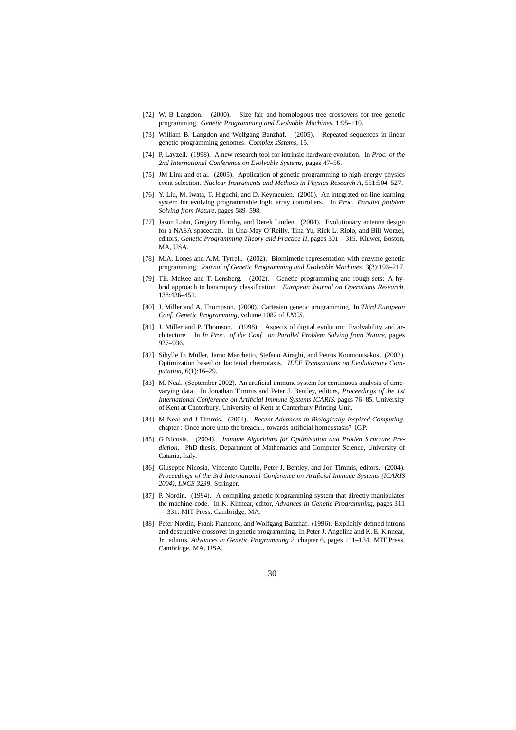[72] W. B Langdon. (2000). Size fair and homologous tree crossovers for tree genetic programming. *Genetic Programming and Evolvable Machines*, 1:95–119.

[73] William B. Langdon and Wolfgang Banzhaf. (2005). Repeated sequences in linear genetic programming genomes. *Complex sSstems*, 15.

[74] P. Layzell. (1998). A new research tool for intrinsic hardware evolution. In *Proc. of the 2nd International Conference on Evolvable Systems*, pages 47–56.

[75] JM Link and et al. (2005). Application of genetic programming to high-energy physics event selection. *Nuclear Instruments and Methods in Physics Research A*, 551:504–527.

[76] Y. Liu, M. Iwata, T. Higuchi, and D. Keymeulen. (2000). An integrated on-line learning system for evolving programmable logic array controllers. In *Proc. Parallel problem Solving from Nature*, pages 589–598.

[77] Jason Lohn, Gregory Hornby, and Derek Linden. (2004). Evolutionary antenna design for a NASA spacecraft. In Una-May O'Reilly, Tina Yu, Rick L. Riolo, and Bill Worzel, editors, *Genetic Programming Theory and Practice II*, pages 301 – 315. Kluwer, Boston, MA, USA.

[78] M.A. Lones and A.M. Tyrrell. (2002). Biomimetic representation with enzyme genetic programming. *Journal of Genetic Programming and Evolvable Machines*, 3(2):193–217.

[79] TE. McKee and T. Lensberg. (2002). Genetic programming and rough sets: A hybrid approach to bancruptcy classification. *European Journal on Operations Research*, 138:436–451.

[80] J. Miller and A. Thompson. (2000). Cartesian genetic programming. In *Third European Conf. Genetic Programming*, volume 1082 of *LNCS*.

[81] J. Miller and P. Thomson. (1998). Aspects of digital evolution: Evolvability and architecture. In *In Proc. of the Conf. on Parallel Problem Solving from Nature*, pages 927–936.

[82] Sibylle D. Muller, Jarno Marchetto, Stefano Airaghi, and Petros Koumoutsakos. (2002). Optimization based on bacterial chemotaxis. *IEEE Transactions on Evolutionary Computation*, 6(1):16–29.

[83] M. Neal. (September 2002). An artificial immune system for continuous analysis of time-varying data. In Jonathan Timmis and Peter J. Bentley, editors, *Proceedings of the 1st International Conference on Artificial Immune Systems ICARIS*, pages 76–85, University of Kent at Canterbury. University of Kent at Canterbury Printing Unit.

[84] M Neal and J Timmis. (2004). *Recent Advances in Biologically Inspired Computing*, chapter : Once more unto the breach... towards artificial homeostasis? IGP.

[85] G Nicosia. (2004). *Immune Algorithms for Optimisation and Protien Structure Prediction*. PhD thesis, Department of Mathematics and Computer Science, University of Catania, Italy.

[86] Giuseppe Nicosia, Vincenzo Cutello, Peter J. Bentley, and Jon Timmis, editors. (2004). *Proceedings of the 3rd International Conference on Artificial Immune Systems (ICARIS 2004), LNCS 3239*. Springer.

[87] P. Nordin. (1994). A compiling genetic programming system that directly manipulates the machine-code. In K. Kinnear, editor, *Advances in Genetic Programming*, pages 311 — 331. MIT Press, Cambridge, MA.

[88] Peter Nordin, Frank Francone, and Wolfgang Banzhaf. (1996). Explicitly defined introns and destructive crossover in genetic programming. In Peter J. Angeline and K. E. Kinnear, Jr., editors, *Advances in Genetic Programming 2*, chapter 6, pages 111–134. MIT Press, Cambridge, MA, USA.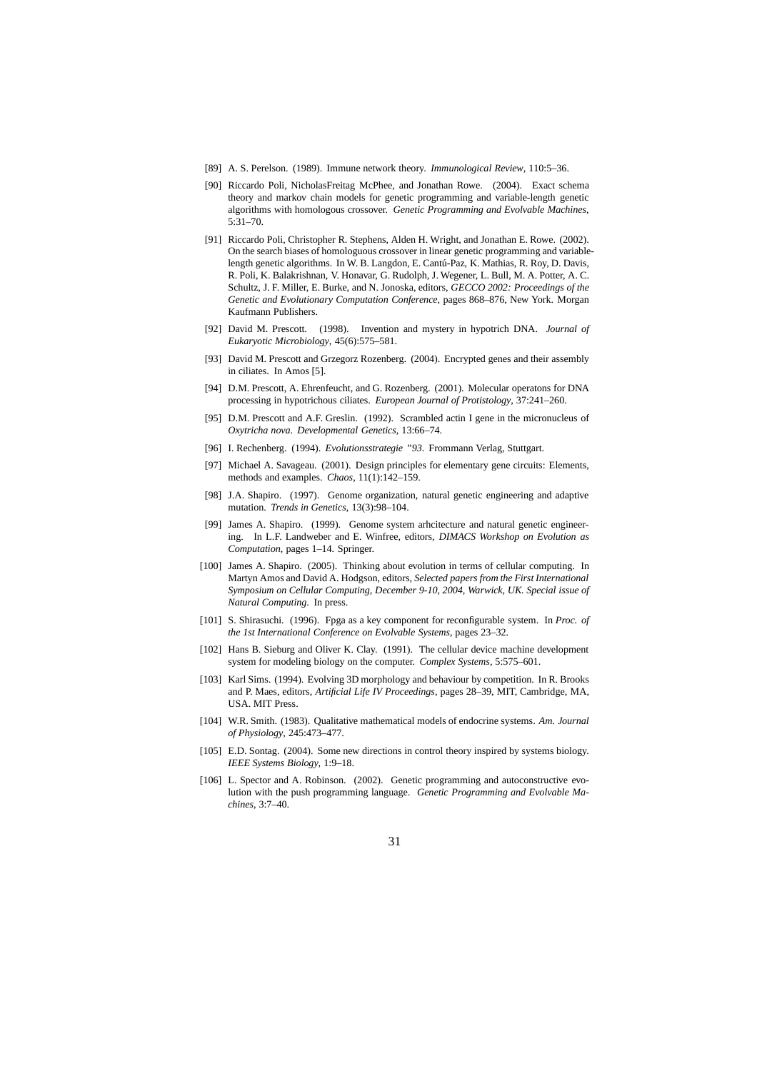[89] A. S. Perelson. (1989). Immune network theory. *Immunological Review*, 110:5–36.

[90] Riccardo Poli, NicholasFreitag McPhee, and Jonathan Rowe. (2004). Exact schema theory and markov chain models for genetic programming and variable-length genetic algorithms with homologous crossover. *Genetic Programming and Evolvable Machines*, 5:31–70.

[91] Riccardo Poli, Christopher R. Stephens, Alden H. Wright, and Jonathan E. Rowe. (2002). On the search biases of homologuous crossover in linear genetic programming and variable-length genetic algorithms. In W. B. Langdon, E. Cantú-Paz, K. Mathias, R. Roy, D. Davis, R. Poli, K. Balakrishnan, V. Honavar, G. Rudolph, J. Wegener, L. Bull, M. A. Potter, A. C. Schultz, J. F. Miller, E. Burke, and N. Jonoska, editors, *GECCO 2002: Proceedings of the Genetic and Evolutionary Computation Conference*, pages 868–876, New York. Morgan Kaufmann Publishers.

[92] David M. Prescott. (1998). Invention and mystery in hypotrich DNA. *Journal of Eukaryotic Microbiology*, 45(6):575–581.

[93] David M. Prescott and Grzegorz Rozenberg. (2004). Encrypted genes and their assembly in ciliates. In Amos [5].

[94] D.M. Prescott, A. Ehrenfeucht, and G. Rozenberg. (2001). Molecular operatons for DNA processing in hypotrichous ciliates. *European Journal of Protistology*, 37:241–260.

[95] D.M. Prescott and A.F. Greslin. (1992). Scrambled actin I gene in the micronucleus of *Oxytricha nova*. *Developmental Genetics*, 13:66–74.

[96] I. Rechenberg. (1994). *Evolutionsstrategie "93*. Frommann Verlag, Stuttgart.

[97] Michael A. Savageau. (2001). Design principles for elementary gene circuits: Elements, methods and examples. *Chaos*, 11(1):142–159.

[98] J.A. Shapiro. (1997). Genome organization, natural genetic engineering and adaptive mutation. *Trends in Genetics*, 13(3):98–104.

[99] James A. Shapiro. (1999). Genome system arhcitecture and natural genetic engineering. In L.F. Landweber and E. Winfree, editors, *DIMACS Workshop on Evolution as Computation*, pages 1–14. Springer.

[100] James A. Shapiro. (2005). Thinking about evolution in terms of cellular computing. In Martyn Amos and David A. Hodgson, editors, *Selected papers from the First International Symposium on Cellular Computing, December 9-10, 2004, Warwick, UK. Special issue of Natural Computing*. In press.

[101] S. Shirasuchi. (1996). Fpga as a key component for reconfigurable system. In *Proc. of the 1st International Conference on Evolvable Systems*, pages 23–32.

[102] Hans B. Sieburg and Oliver K. Clay. (1991). The cellular device machine development system for modeling biology on the computer. *Complex Systems*, 5:575–601.

[103] Karl Sims. (1994). Evolving 3D morphology and behaviour by competition. In R. Brooks and P. Maes, editors, *Artificial Life IV Proceedings*, pages 28–39, MIT, Cambridge, MA, USA. MIT Press.

[104] W.R. Smith. (1983). Qualitative mathematical models of endocrine systems. *Am. Journal of Physiology*, 245:473–477.

[105] E.D. Sontag. (2004). Some new directions in control theory inspired by systems biology. *IEEE Systems Biology*, 1:9–18.

[106] L. Spector and A. Robinson. (2002). Genetic programming and autoconstructive evolution with the push programming language. *Genetic Programming and Evolvable Machines*, 3:7–40.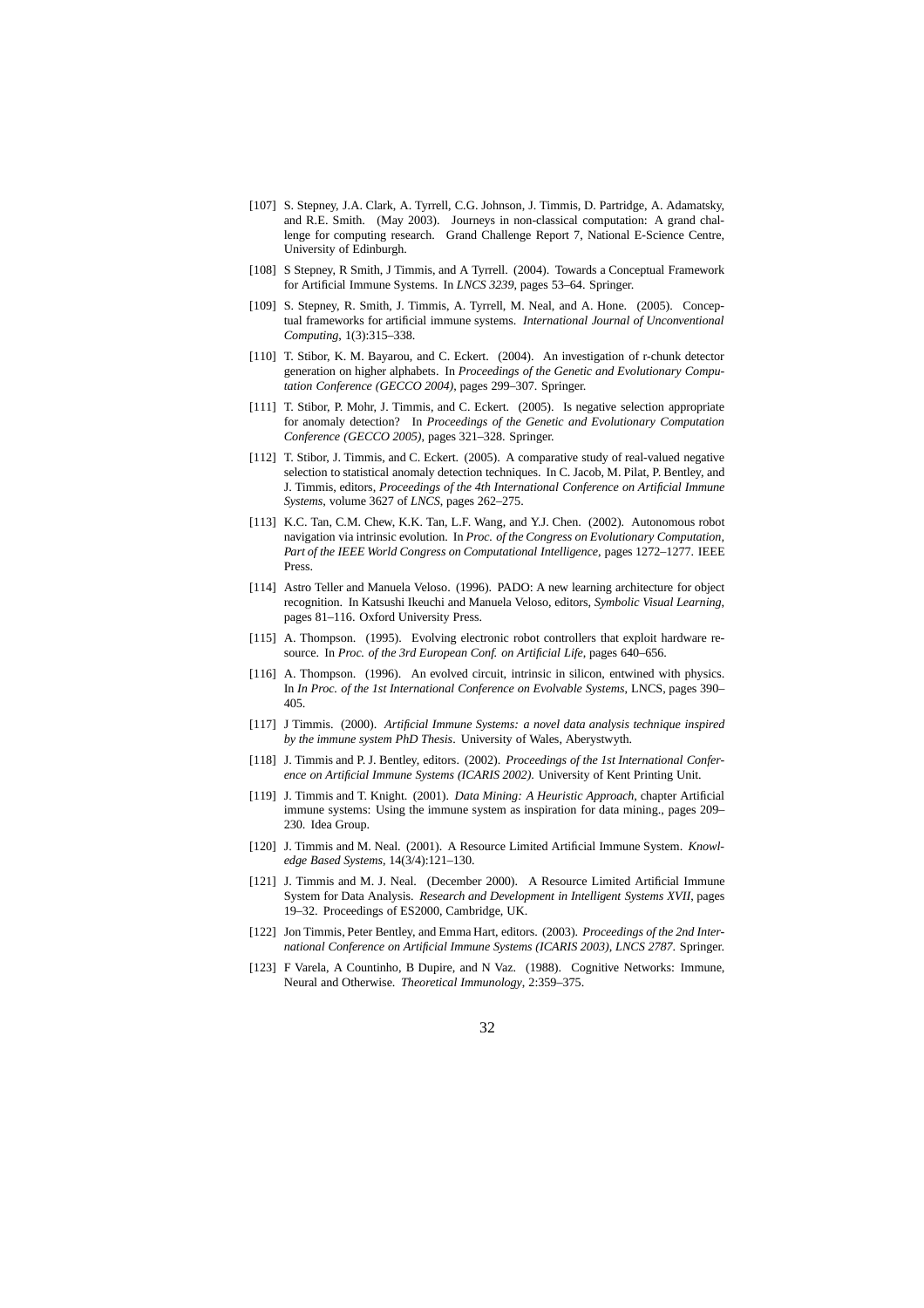[107] S. Stepney, J.A. Clark, A. Tyrrell, C.G. Johnson, J. Timmis, D. Partridge, A. Adamatsky, and R.E. Smith. (May 2003). Journeys in non-classical computation: A grand challenge for computing research. Grand Challenge Report 7, National E-Science Centre, University of Edinburgh.

[108] S Stepney, R Smith, J Timmis, and A Tyrrell. (2004). Towards a Conceptual Framework for Artificial Immune Systems. In *LNCS 3239*, pages 53–64. Springer.

[109] S. Stepney, R. Smith, J. Timmis, A. Tyrrell, M. Neal, and A. Hone. (2005). Conceptual frameworks for artificial immune systems. *International Journal of Unconventional Computing*, 1(3):315–338.

[110] T. Stibor, K. M. Bayarou, and C. Eckert. (2004). An investigation of r-chunk detector generation on higher alphabets. In *Proceedings of the Genetic and Evolutionary Computation Conference (GECCO 2004)*, pages 299–307. Springer.

[111] T. Stibor, P. Mohr, J. Timmis, and C. Eckert. (2005). Is negative selection appropriate for anomaly detection? In *Proceedings of the Genetic and Evolutionary Computation Conference (GECCO 2005)*, pages 321–328. Springer.

[112] T. Stibor, J. Timmis, and C. Eckert. (2005). A comparative study of real-valued negative selection to statistical anomaly detection techniques. In C. Jacob, M. Pilat, P. Bentley, and J. Timmis, editors, *Proceedings of the 4th International Conference on Artificial Immune Systems*, volume 3627 of *LNCS*, pages 262–275.

[113] K.C. Tan, C.M. Chew, K.K. Tan, L.F. Wang, and Y.J. Chen. (2002). Autonomous robot navigation via intrinsic evolution. In *Proc. of the Congress on Evolutionary Computation, Part of the IEEE World Congress on Computational Intelligence*, pages 1272–1277. IEEE Press.

[114] Astro Teller and Manuela Veloso. (1996). PADO: A new learning architecture for object recognition. In Katsushi Ikeuchi and Manuela Veloso, editors, *Symbolic Visual Learning*, pages 81–116. Oxford University Press.

[115] A. Thompson. (1995). Evolving electronic robot controllers that exploit hardware resource. In *Proc. of the 3rd European Conf. on Artificial Life*, pages 640–656.

[116] A. Thompson. (1996). An evolved circuit, intrinsic in silicon, entwined with physics. In *In Proc. of the 1st International Conference on Evolvable Systems*, LNCS, pages 390–405.

[117] J Timmis. (2000). *Artificial Immune Systems: a novel data analysis technique inspired by the immune system PhD Thesis*. University of Wales, Aberystwyth.

[118] J. Timmis and P. J. Bentley, editors. (2002). *Proceedings of the 1st International Conference on Artificial Immune Systems (ICARIS 2002)*. University of Kent Printing Unit.

[119] J. Timmis and T. Knight. (2001). *Data Mining: A Heuristic Approach*, chapter Artificial immune systems: Using the immune system as inspiration for data mining., pages 209–230. Idea Group.

[120] J. Timmis and M. Neal. (2001). A Resource Limited Artificial Immune System. *Knowledge Based Systems*, 14(3/4):121–130.

[121] J. Timmis and M. J. Neal. (December 2000). A Resource Limited Artificial Immune System for Data Analysis. *Research and Development in Intelligent Systems XVII*, pages 19–32. Proceedings of ES2000, Cambridge, UK.

[122] Jon Timmis, Peter Bentley, and Emma Hart, editors. (2003). *Proceedings of the 2nd International Conference on Artificial Immune Systems (ICARIS 2003), LNCS 2787*. Springer.

[123] F Varela, A Countinho, B Dupire, and N Vaz. (1988). Cognitive Networks: Immune, Neural and Otherwise. *Theoretical Immunology*, 2:359–375.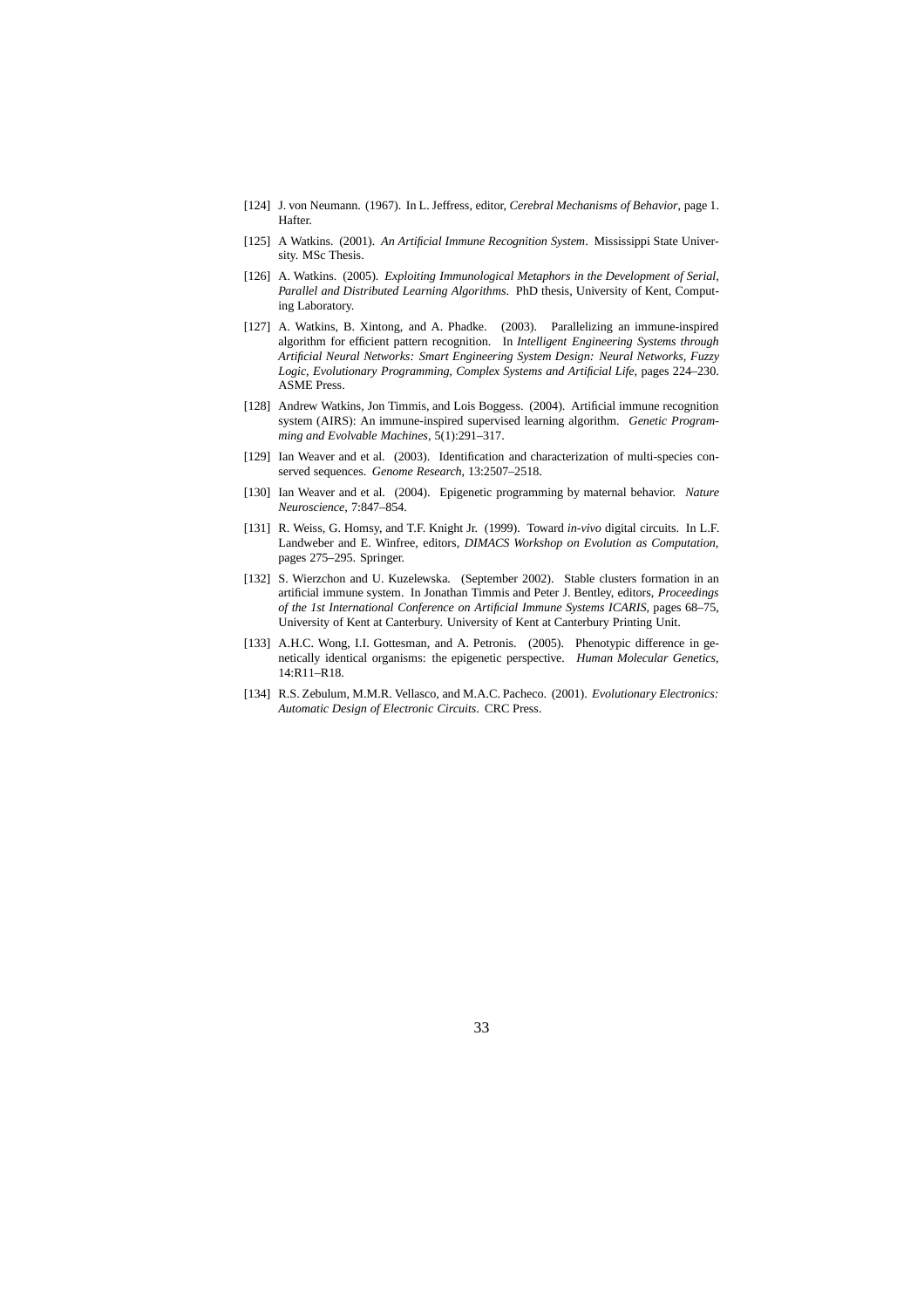[124] J. von Neumann. (1967). In L. Jeffress, editor, *Cerebral Mechanisms of Behavior*, page 1. Hafter.

[125] A Watkins. (2001). *An Artificial Immune Recognition System*. Mississippi State University. MSc Thesis.

[126] A. Watkins. (2005). *Exploiting Immunological Metaphors in the Development of Serial, Parallel and Distributed Learning Algorithms*. PhD thesis, University of Kent, Computing Laboratory.

[127] A. Watkins, B. Xintong, and A. Phadke. (2003). Parallelizing an immune-inspired algorithm for efficient pattern recognition. In *Intelligent Engineering Systems through Artificial Neural Networks: Smart Engineering System Design: Neural Networks, Fuzzy Logic, Evolutionary Programming, Complex Systems and Artificial Life*, pages 224–230. ASME Press.

[128] Andrew Watkins, Jon Timmis, and Lois Boggess. (2004). Artificial immune recognition system (AIRS): An immune-inspired supervised learning algorithm. *Genetic Programming and Evolvable Machines*, 5(1):291–317.

[129] Ian Weaver and et al. (2003). Identification and characterization of multi-species conserved sequences. *Genome Research*, 13:2507–2518.

[130] Ian Weaver and et al. (2004). Epigenetic programming by maternal behavior. *Nature Neuroscience*, 7:847–854.

[131] R. Weiss, G. Homsy, and T.F. Knight Jr. (1999). Toward *in-vivo* digital circuits. In L.F. Landweber and E. Winfree, editors, *DIMACS Workshop on Evolution as Computation*, pages 275–295. Springer.

[132] S. Wierzchon and U. Kuzelewska. (September 2002). Stable clusters formation in an artificial immune system. In Jonathan Timmis and Peter J. Bentley, editors, *Proceedings of the 1st International Conference on Artificial Immune Systems ICARIS*, pages 68–75, University of Kent at Canterbury. University of Kent at Canterbury Printing Unit.

[133] A.H.C. Wong, I.I. Gottesman, and A. Petronis. (2005). Phenotypic difference in genetically identical organisms: the epigenetic perspective. *Human Molecular Genetics*, 14:R11–R18.

[134] R.S. Zebulum, M.M.R. Vellasco, and M.A.C. Pacheco. (2001). *Evolutionary Electronics: Automatic Design of Electronic Circuits*. CRC Press.